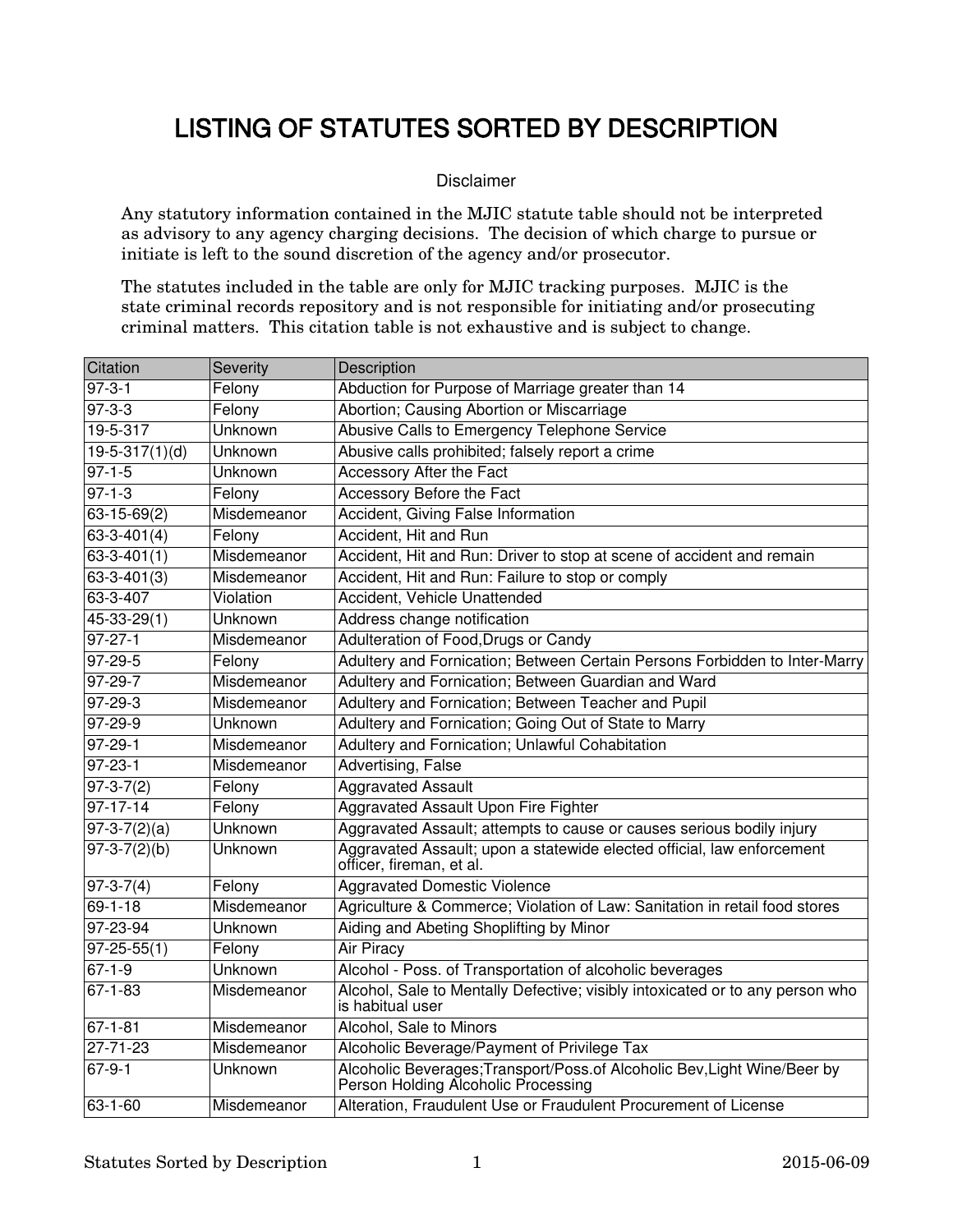# LISTING OF STATUTES SORTED BY DESCRIPTION

Disclaimer

Any statutory information contained in the MJIC statute table should not be interpreted as advisory to any agency charging decisions. The decision of which charge to pursue or initiate is left to the sound discretion of the agency and/or prosecutor.

The statutes included in the table are only for MJIC tracking purposes. MJIC is the state criminal records repository and is not responsible for initiating and/or prosecuting criminal matters. This citation table is not exhaustive and is subject to change.

| Citation | Severity | Description |
|---|---|---|
| 97-3-1 | Felony | Abduction for Purpose of Marriage greater than 14 |
| 97-3-3 | Felony | Abortion; Causing Abortion or Miscarriage |
| 19-5-317 | Unknown | Abusive Calls to Emergency Telephone Service |
| 19-5-317(1)(d) | Unknown | Abusive calls prohibited; falsely report a crime |
| 97-1-5 | Unknown | Accessory After the Fact |
| 97-1-3 | Felony | Accessory Before the Fact |
| 63-15-69(2) | Misdemeanor | Accident, Giving False Information |
| 63-3-401(4) | Felony | Accident, Hit and Run |
| 63-3-401(1) | Misdemeanor | Accident, Hit and Run: Driver to stop at scene of accident and remain |
| 63-3-401(3) | Misdemeanor | Accident, Hit and Run: Failure to stop or comply |
| 63-3-407 | Violation | Accident, Vehicle Unattended |
| 45-33-29(1) | Unknown | Address change notification |
| 97-27-1 | Misdemeanor | Adulteration of Food,Drugs or Candy |
| 97-29-5 | Felony | Adultery and Fornication; Between Certain Persons Forbidden to Inter-Marry |
| 97-29-7 | Misdemeanor | Adultery and Fornication; Between Guardian and Ward |
| 97-29-3 | Misdemeanor | Adultery and Fornication; Between Teacher and Pupil |
| 97-29-9 | Unknown | Adultery and Fornication; Going Out of State to Marry |
| 97-29-1 | Misdemeanor | Adultery and Fornication; Unlawful Cohabitation |
| 97-23-1 | Misdemeanor | Advertising, False |
| 97-3-7(2) | Felony | Aggravated Assault |
| 97-17-14 | Felony | Aggravated Assault Upon Fire Fighter |
| 97-3-7(2)(a) | Unknown | Aggravated Assault; attempts to cause or causes serious bodily injury |
| 97-3-7(2)(b) | Unknown | Aggravated Assault; upon a statewide elected official, law enforcement officer, fireman, et al. |
| 97-3-7(4) | Felony | Aggravated Domestic Violence |
| 69-1-18 | Misdemeanor | Agriculture & Commerce; Violation of Law: Sanitation in retail food stores |
| 97-23-94 | Unknown | Aiding and Abeting Shoplifting by Minor |
| 97-25-55(1) | Felony | Air Piracy |
| 67-1-9 | Unknown | Alcohol - Poss. of Transportation of alcoholic beverages |
| 67-1-83 | Misdemeanor | Alcohol, Sale to Mentally Defective; visibly intoxicated or to any person who is habitual user |
| 67-1-81 | Misdemeanor | Alcohol, Sale to Minors |
| 27-71-23 | Misdemeanor | Alcoholic Beverage/Payment of Privilege Tax |
| 67-9-1 | Unknown | Alcoholic Beverages;Transport/Poss.of Alcoholic Bev,Light Wine/Beer by Person Holding Alcoholic Processing |
| 63-1-60 | Misdemeanor | Alteration, Fraudulent Use or Fraudulent Procurement of License |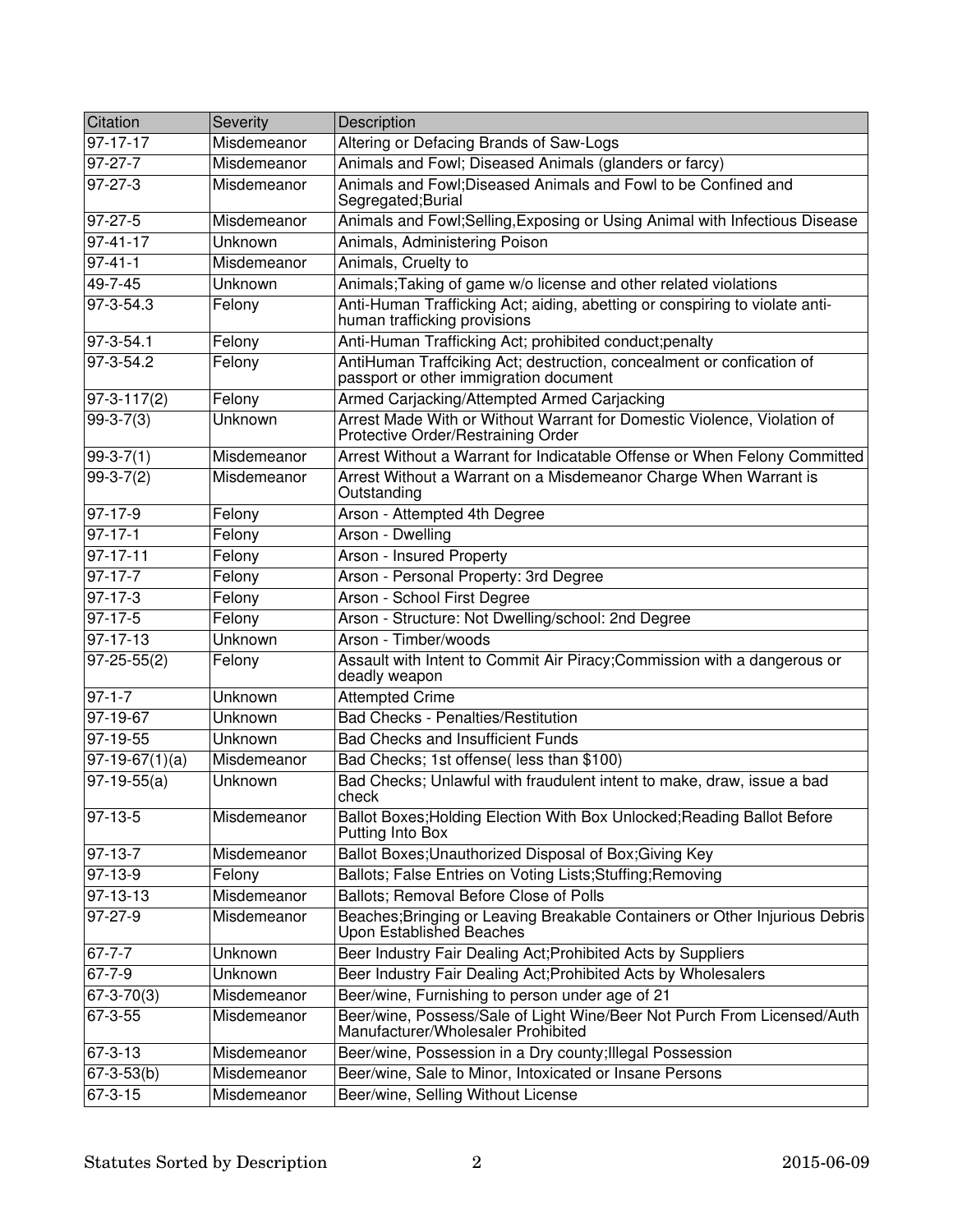| Citation | Severity | Description |
| --- | --- | --- |
| 97-17-17 | Misdemeanor | Altering or Defacing Brands of Saw-Logs |
| 97-27-7 | Misdemeanor | Animals and Fowl; Diseased Animals (glanders or farcy) |
| 97-27-3 | Misdemeanor | Animals and Fowl;Diseased Animals and Fowl to be Confined and Segregated;Burial |
| 97-27-5 | Misdemeanor | Animals and Fowl;Selling,Exposing or Using Animal with Infectious Disease |
| 97-41-17 | Unknown | Animals, Administering Poison |
| 97-41-1 | Misdemeanor | Animals, Cruelty to |
| 49-7-45 | Unknown | Animals;Taking of game w/o license and other related violations |
| 97-3-54.3 | Felony | Anti-Human Trafficking Act; aiding, abetting or conspiring to violate anti-human trafficking provisions |
| 97-3-54.1 | Felony | Anti-Human Trafficking Act; prohibited conduct;penalty |
| 97-3-54.2 | Felony | AntiHuman Traffciking Act; destruction, concealment or confication of passport or other immigration document |
| 97-3-117(2) | Felony | Armed Carjacking/Attempted Armed Carjacking |
| 99-3-7(3) | Unknown | Arrest Made With or Without Warrant for Domestic Violence, Violation of Protective Order/Restraining Order |
| 99-3-7(1) | Misdemeanor | Arrest Without a Warrant for Indicatable Offense or When Felony Committed |
| 99-3-7(2) | Misdemeanor | Arrest Without a Warrant on a Misdemeanor Charge When Warrant is Outstanding |
| 97-17-9 | Felony | Arson - Attempted 4th Degree |
| 97-17-1 | Felony | Arson - Dwelling |
| 97-17-11 | Felony | Arson - Insured Property |
| 97-17-7 | Felony | Arson - Personal Property: 3rd Degree |
| 97-17-3 | Felony | Arson - School First Degree |
| 97-17-5 | Felony | Arson - Structure: Not Dwelling/school: 2nd Degree |
| 97-17-13 | Unknown | Arson - Timber/woods |
| 97-25-55(2) | Felony | Assault with Intent to Commit Air Piracy;Commission with a dangerous or deadly weapon |
| 97-1-7 | Unknown | Attempted Crime |
| 97-19-67 | Unknown | Bad Checks - Penalties/Restitution |
| 97-19-55 | Unknown | Bad Checks and Insufficient Funds |
| 97-19-67(1)(a) | Misdemeanor | Bad Checks; 1st offense( less than $100) |
| 97-19-55(a) | Unknown | Bad Checks; Unlawful with fraudulent intent to make, draw, issue a bad check |
| 97-13-5 | Misdemeanor | Ballot Boxes;Holding Election With Box Unlocked;Reading Ballot Before Putting Into Box |
| 97-13-7 | Misdemeanor | Ballot Boxes;Unauthorized Disposal of Box;Giving Key |
| 97-13-9 | Felony | Ballots; False Entries on Voting Lists;Stuffing;Removing |
| 97-13-13 | Misdemeanor | Ballots; Removal Before Close of Polls |
| 97-27-9 | Misdemeanor | Beaches;Bringing or Leaving Breakable Containers or Other Injurious Debris Upon Established Beaches |
| 67-7-7 | Unknown | Beer Industry Fair Dealing Act;Prohibited Acts by Suppliers |
| 67-7-9 | Unknown | Beer Industry Fair Dealing Act;Prohibited Acts by Wholesalers |
| 67-3-70(3) | Misdemeanor | Beer/wine, Furnishing to person under age of 21 |
| 67-3-55 | Misdemeanor | Beer/wine, Possess/Sale of Light Wine/Beer Not Purch From Licensed/Auth Manufacturer/Wholesaler Prohibited |
| 67-3-13 | Misdemeanor | Beer/wine, Possession in a Dry county;Illegal Possession |
| 67-3-53(b) | Misdemeanor | Beer/wine, Sale to Minor, Intoxicated or Insane Persons |
| 67-3-15 | Misdemeanor | Beer/wine, Selling Without License |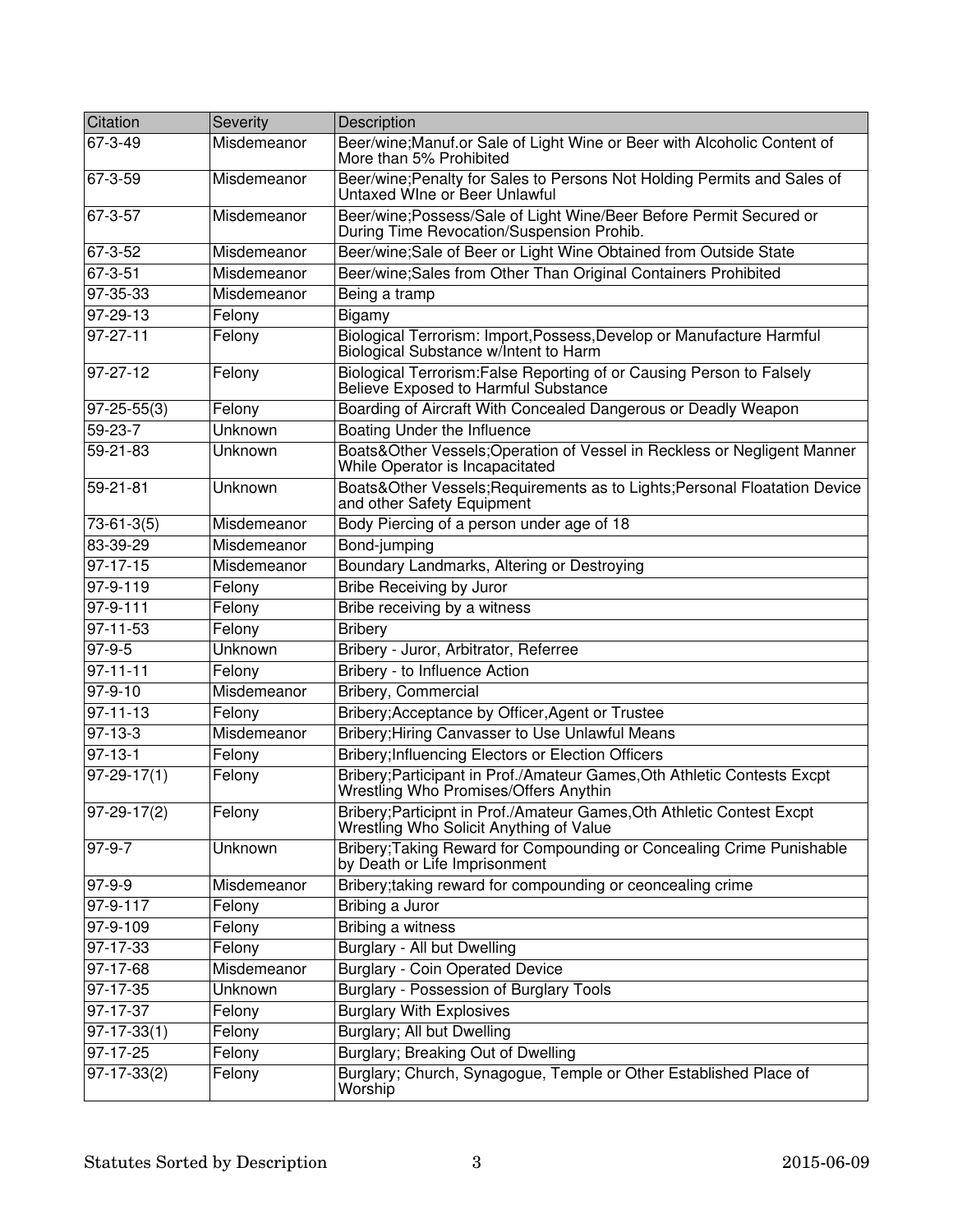| Citation | Severity | Description |
|---|---|---|
| 67-3-49 | Misdemeanor | Beer/wine;Manuf.or Sale of Light Wine or Beer with Alcoholic Content of More than 5% Prohibited |
| 67-3-59 | Misdemeanor | Beer/wine;Penalty for Sales to Persons Not Holding Permits and Sales of Untaxed WIne or Beer Unlawful |
| 67-3-57 | Misdemeanor | Beer/wine;Possess/Sale of Light Wine/Beer Before Permit Secured or During Time Revocation/Suspension Prohib. |
| 67-3-52 | Misdemeanor | Beer/wine;Sale of Beer or Light Wine Obtained from Outside State |
| 67-3-51 | Misdemeanor | Beer/wine;Sales from Other Than Original Containers Prohibited |
| 97-35-33 | Misdemeanor | Being a tramp |
| 97-29-13 | Felony | Bigamy |
| 97-27-11 | Felony | Biological Terrorism: Import,Possess,Develop or Manufacture Harmful Biological Substance w/Intent to Harm |
| 97-27-12 | Felony | Biological Terrorism:False Reporting of or Causing Person to Falsely Believe Exposed to Harmful Substance |
| 97-25-55(3) | Felony | Boarding of Aircraft With Concealed Dangerous or Deadly Weapon |
| 59-23-7 | Unknown | Boating Under the Influence |
| 59-21-83 | Unknown | Boats&Other Vessels;Operation of Vessel in Reckless or Negligent Manner While Operator is Incapacitated |
| 59-21-81 | Unknown | Boats&Other Vessels;Requirements as to Lights;Personal Floatation Device and other Safety Equipment |
| 73-61-3(5) | Misdemeanor | Body Piercing of a person under age of 18 |
| 83-39-29 | Misdemeanor | Bond-jumping |
| 97-17-15 | Misdemeanor | Boundary Landmarks, Altering or Destroying |
| 97-9-119 | Felony | Bribe Receiving by Juror |
| 97-9-111 | Felony | Bribe receiving by a witness |
| 97-11-53 | Felony | Bribery |
| 97-9-5 | Unknown | Bribery - Juror, Arbitrator, Referree |
| 97-11-11 | Felony | Bribery - to Influence Action |
| 97-9-10 | Misdemeanor | Bribery, Commercial |
| 97-11-13 | Felony | Bribery;Acceptance by Officer,Agent or Trustee |
| 97-13-3 | Misdemeanor | Bribery;Hiring Canvasser to Use Unlawful Means |
| 97-13-1 | Felony | Bribery;Influencing Electors or Election Officers |
| 97-29-17(1) | Felony | Bribery;Participant in Prof./Amateur Games,Oth Athletic Contests Excpt Wrestling Who Promises/Offers Anythin |
| 97-29-17(2) | Felony | Bribery;Participnt in Prof./Amateur Games,Oth Athletic Contest Excpt Wrestling Who Solicit Anything of Value |
| 97-9-7 | Unknown | Bribery;Taking Reward for Compounding or Concealing Crime Punishable by Death or Life Imprisonment |
| 97-9-9 | Misdemeanor | Bribery;taking reward for compounding or ceoncealing crime |
| 97-9-117 | Felony | Bribing a Juror |
| 97-9-109 | Felony | Bribing a witness |
| 97-17-33 | Felony | Burglary - All but Dwelling |
| 97-17-68 | Misdemeanor | Burglary - Coin Operated Device |
| 97-17-35 | Unknown | Burglary - Possession of Burglary Tools |
| 97-17-37 | Felony | Burglary With Explosives |
| 97-17-33(1) | Felony | Burglary; All but Dwelling |
| 97-17-25 | Felony | Burglary; Breaking Out of Dwelling |
| 97-17-33(2) | Felony | Burglary; Church, Synagogue, Temple or Other Established Place of Worship |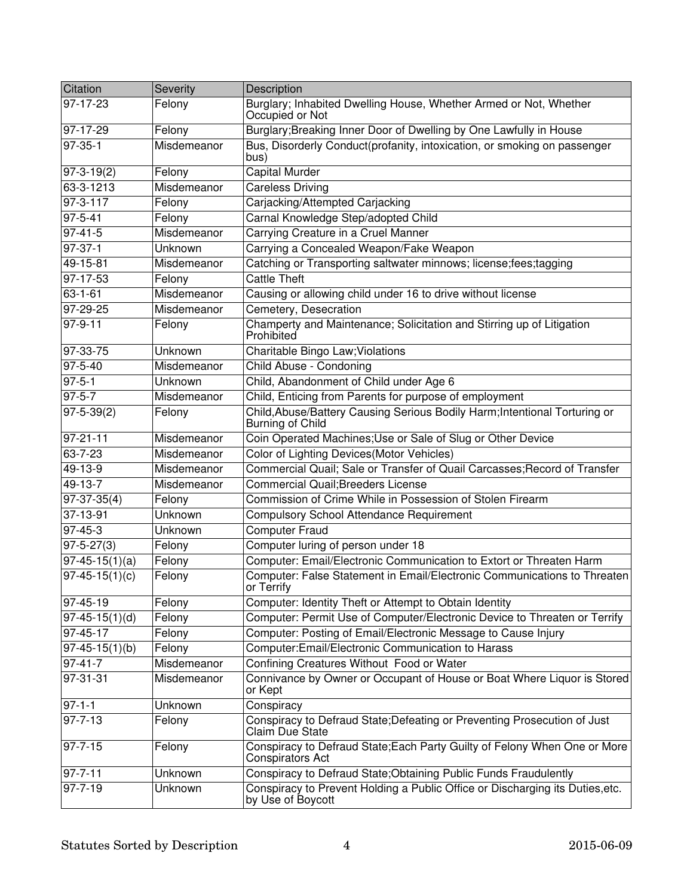| Citation | Severity | Description |
|---|---|---|
| 97-17-23 | Felony | Burglary; Inhabited Dwelling House, Whether Armed or Not, Whether Occupied or Not |
| 97-17-29 | Felony | Burglary;Breaking Inner Door of Dwelling by One Lawfully in House |
| 97-35-1 | Misdemeanor | Bus, Disorderly Conduct(profanity, intoxication, or smoking on passenger bus) |
| 97-3-19(2) | Felony | Capital Murder |
| 63-3-1213 | Misdemeanor | Careless Driving |
| 97-3-117 | Felony | Carjacking/Attempted Carjacking |
| 97-5-41 | Felony | Carnal Knowledge Step/adopted Child |
| 97-41-5 | Misdemeanor | Carrying Creature in a Cruel Manner |
| 97-37-1 | Unknown | Carrying a Concealed Weapon/Fake Weapon |
| 49-15-81 | Misdemeanor | Catching or Transporting saltwater minnows; license;fees;tagging |
| 97-17-53 | Felony | Cattle Theft |
| 63-1-61 | Misdemeanor | Causing or allowing child under 16 to drive without license |
| 97-29-25 | Misdemeanor | Cemetery, Desecration |
| 97-9-11 | Felony | Champerty and Maintenance; Solicitation and Stirring up of Litigation Prohibited |
| 97-33-75 | Unknown | Charitable Bingo Law;Violations |
| 97-5-40 | Misdemeanor | Child Abuse - Condoning |
| 97-5-1 | Unknown | Child, Abandonment of Child under Age 6 |
| 97-5-7 | Misdemeanor | Child, Enticing from Parents for purpose of employment |
| 97-5-39(2) | Felony | Child,Abuse/Battery Causing Serious Bodily Harm;Intentional Torturing or Burning of Child |
| 97-21-11 | Misdemeanor | Coin Operated Machines;Use or Sale of Slug or Other Device |
| 63-7-23 | Misdemeanor | Color of Lighting Devices(Motor Vehicles) |
| 49-13-9 | Misdemeanor | Commercial Quail; Sale or Transfer of Quail Carcasses;Record of Transfer |
| 49-13-7 | Misdemeanor | Commercial Quail;Breeders License |
| 97-37-35(4) | Felony | Commission of Crime While in Possession of Stolen Firearm |
| 37-13-91 | Unknown | Compulsory School Attendance Requirement |
| 97-45-3 | Unknown | Computer Fraud |
| 97-5-27(3) | Felony | Computer luring of person under 18 |
| 97-45-15(1)(a) | Felony | Computer: Email/Electronic Communication to Extort or Threaten Harm |
| 97-45-15(1)(c) | Felony | Computer: False Statement in Email/Electronic Communications to Threaten or Terrify |
| 97-45-19 | Felony | Computer: Identity Theft or Attempt to Obtain Identity |
| 97-45-15(1)(d) | Felony | Computer: Permit Use of Computer/Electronic Device to Threaten or Terrify |
| 97-45-17 | Felony | Computer: Posting of Email/Electronic Message to Cause Injury |
| 97-45-15(1)(b) | Felony | Computer:Email/Electronic Communication to Harass |
| 97-41-7 | Misdemeanor | Confining Creatures Without Food or Water |
| 97-31-31 | Misdemeanor | Connivance by Owner or Occupant of House or Boat Where Liquor is Stored or Kept |
| 97-1-1 | Unknown | Conspiracy |
| 97-7-13 | Felony | Conspiracy to Defraud State;Defeating or Preventing Prosecution of Just Claim Due State |
| 97-7-15 | Felony | Conspiracy to Defraud State;Each Party Guilty of Felony When One or More Conspirators Act |
| 97-7-11 | Unknown | Conspiracy to Defraud State;Obtaining Public Funds Fraudulently |
| 97-7-19 | Unknown | Conspiracy to Prevent Holding a Public Office or Discharging its Duties,etc. by Use of Boycott |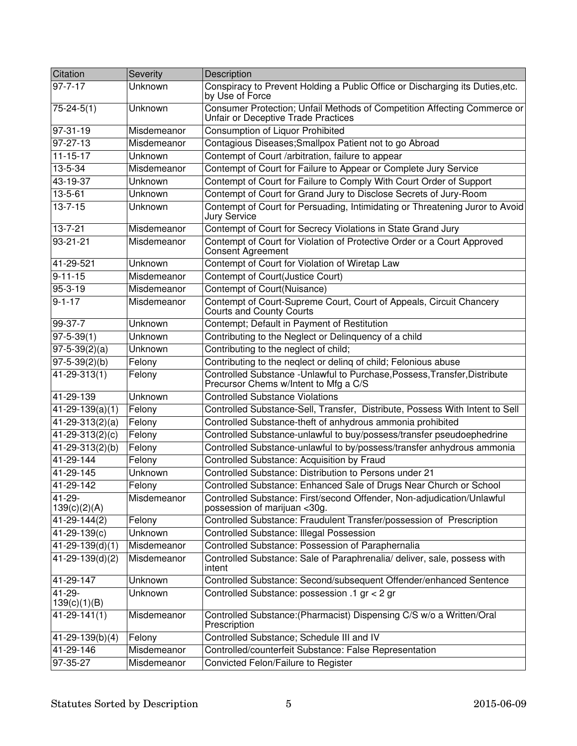| Citation | Severity | Description |
| --- | --- | --- |
| 97-7-17 | Unknown | Conspiracy to Prevent Holding a Public Office or Discharging its Duties,etc. by Use of Force |
| 75-24-5(1) | Unknown | Consumer Protection; Unfail Methods of Competition Affecting Commerce or Unfair or Deceptive Trade Practices |
| 97-31-19 | Misdemeanor | Consumption of Liquor Prohibited |
| 97-27-13 | Misdemeanor | Contagious Diseases;Smallpox Patient not to go Abroad |
| 11-15-17 | Unknown | Contempt of Court /arbitration, failure to appear |
| 13-5-34 | Misdemeanor | Contempt of Court for Failure to Appear or Complete Jury Service |
| 43-19-37 | Unknown | Contempt of Court for Failure to Comply With Court Order of Support |
| 13-5-61 | Unknown | Contempt of Court for Grand Jury to Disclose Secrets of Jury-Room |
| 13-7-15 | Unknown | Contempt of Court for Persuading, Intimidating or Threatening Juror to Avoid Jury Service |
| 13-7-21 | Misdemeanor | Contempt of Court for Secrecy Violations in State Grand Jury |
| 93-21-21 | Misdemeanor | Contempt of Court for Violation of Protective Order or a Court Approved Consent Agreement |
| 41-29-521 | Unknown | Contempt of Court for Violation of Wiretap Law |
| 9-11-15 | Misdemeanor | Contempt of Court(Justice Court) |
| 95-3-19 | Misdemeanor | Contempt of Court(Nuisance) |
| 9-1-17 | Misdemeanor | Contempt of Court-Supreme Court, Court of Appeals, Circuit Chancery Courts and County Courts |
| 99-37-7 | Unknown | Contempt; Default in Payment of Restitution |
| 97-5-39(1) | Unknown | Contributing to the Neglect or Delinquency of a child |
| 97-5-39(2)(a) | Unknown | Contributing to the neglect of child; |
| 97-5-39(2)(b) | Felony | Contributing to the neqlect or delinq of child; Felonious abuse |
| 41-29-313(1) | Felony | Controlled Substance -Unlawful to Purchase,Possess,Transfer,Distribute Precursor Chems w/Intent to Mfg a C/S |
| 41-29-139 | Unknown | Controlled Substance Violations |
| 41-29-139(a)(1) | Felony | Controlled Substance-Sell, Transfer, Distribute, Possess With Intent to Sell |
| 41-29-313(2)(a) | Felony | Controlled Substance-theft of anhydrous ammonia prohibited |
| 41-29-313(2)(c) | Felony | Controlled Substance-unlawful to buy/possess/transfer pseudoephedrine |
| 41-29-313(2)(b) | Felony | Controlled Substance-unlawful to by/possess/transfer anhydrous ammonia |
| 41-29-144 | Felony | Controlled Substance: Acquisition by Fraud |
| 41-29-145 | Unknown | Controlled Substance: Distribution to Persons under 21 |
| 41-29-142 | Felony | Controlled Substance: Enhanced Sale of Drugs Near Church or School |
| 41-29-139(c)(2)(A) | Misdemeanor | Controlled Substance: First/second Offender, Non-adjudication/Unlawful possession of marijuan <30g. |
| 41-29-144(2) | Felony | Controlled Substance: Fraudulent Transfer/possession of Prescription |
| 41-29-139(c) | Unknown | Controlled Substance: Illegal Possession |
| 41-29-139(d)(1) | Misdemeanor | Controlled Substance: Possession of Paraphernalia |
| 41-29-139(d)(2) | Misdemeanor | Controlled Substance: Sale of Paraphrenalia/ deliver, sale, possess with intent |
| 41-29-147 | Unknown | Controlled Substance: Second/subsequent Offender/enhanced Sentence |
| 41-29-139(c)(1)(B) | Unknown | Controlled Substance: possession .1 gr < 2 gr |
| 41-29-141(1) | Misdemeanor | Controlled Substance:(Pharmacist) Dispensing C/S w/o a Written/Oral Prescription |
| 41-29-139(b)(4) | Felony | Controlled Substance; Schedule III and IV |
| 41-29-146 | Misdemeanor | Controlled/counterfeit Substance: False Representation |
| 97-35-27 | Misdemeanor | Convicted Felon/Failure to Register |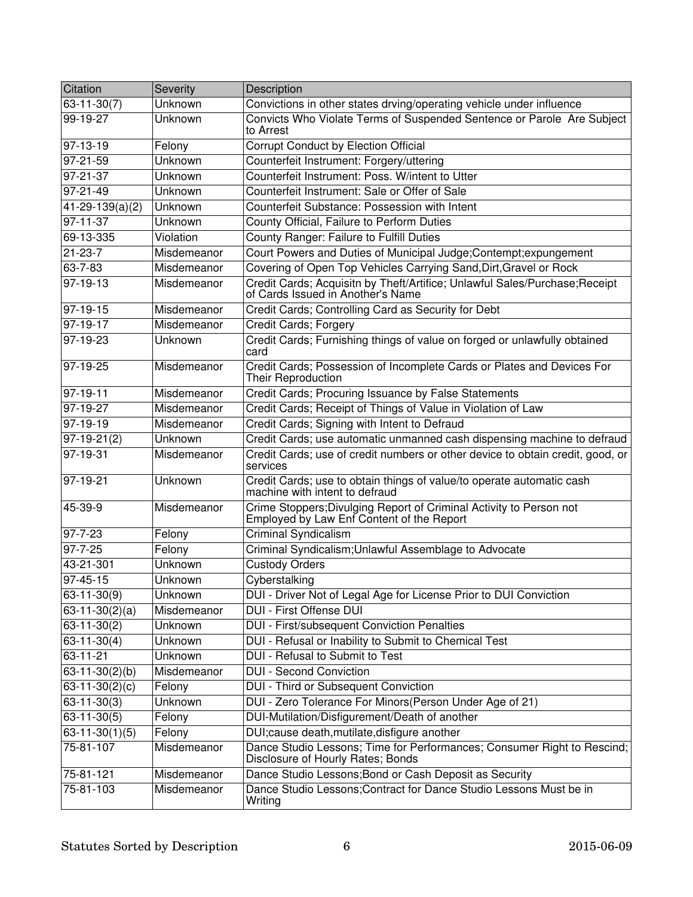| Citation | Severity | Description |
| --- | --- | --- |
| 63-11-30(7) | Unknown | Convictions in other states drving/operating vehicle under influence |
| 99-19-27 | Unknown | Convicts Who Violate Terms of Suspended Sentence or Parole Are Subject to Arrest |
| 97-13-19 | Felony | Corrupt Conduct by Election Official |
| 97-21-59 | Unknown | Counterfeit Instrument: Forgery/uttering |
| 97-21-37 | Unknown | Counterfeit Instrument: Poss. W/intent to Utter |
| 97-21-49 | Unknown | Counterfeit Instrument: Sale or Offer of Sale |
| 41-29-139(a)(2) | Unknown | Counterfeit Substance: Possession with Intent |
| 97-11-37 | Unknown | County Official, Failure to Perform Duties |
| 69-13-335 | Violation | County Ranger: Failure to Fulfill Duties |
| 21-23-7 | Misdemeanor | Court Powers and Duties of Municipal Judge;Contempt;expungement |
| 63-7-83 | Misdemeanor | Covering of Open Top Vehicles Carrying Sand,Dirt,Gravel or Rock |
| 97-19-13 | Misdemeanor | Credit Cards; Acquisitn by Theft/Artifice; Unlawful Sales/Purchase;Receipt of Cards Issued in Another's Name |
| 97-19-15 | Misdemeanor | Credit Cards; Controlling Card as Security for Debt |
| 97-19-17 | Misdemeanor | Credit Cards; Forgery |
| 97-19-23 | Unknown | Credit Cards; Furnishing things of value on forged or unlawfully obtained card |
| 97-19-25 | Misdemeanor | Credit Cards; Possession of Incomplete Cards or Plates and Devices For Their Reproduction |
| 97-19-11 | Misdemeanor | Credit Cards; Procuring Issuance by False Statements |
| 97-19-27 | Misdemeanor | Credit Cards; Receipt of Things of Value in Violation of Law |
| 97-19-19 | Misdemeanor | Credit Cards; Signing with Intent to Defraud |
| 97-19-21(2) | Unknown | Credit Cards; use automatic unmanned cash dispensing machine to defraud |
| 97-19-31 | Misdemeanor | Credit Cards; use of credit numbers or other device to obtain credit, good, or services |
| 97-19-21 | Unknown | Credit Cards; use to obtain things of value/to operate automatic cash machine with intent to defraud |
| 45-39-9 | Misdemeanor | Crime Stoppers;Divulging Report of Criminal Activity to Person not Employed by Law Enf Content of the Report |
| 97-7-23 | Felony | Criminal Syndicalism |
| 97-7-25 | Felony | Criminal Syndicalism;Unlawful Assemblage to Advocate |
| 43-21-301 | Unknown | Custody Orders |
| 97-45-15 | Unknown | Cyberstalking |
| 63-11-30(9) | Unknown | DUI - Driver Not of Legal Age for License Prior to DUI Conviction |
| 63-11-30(2)(a) | Misdemeanor | DUI - First Offense DUI |
| 63-11-30(2) | Unknown | DUI - First/subsequent Conviction Penalties |
| 63-11-30(4) | Unknown | DUI - Refusal or Inability to Submit to Chemical Test |
| 63-11-21 | Unknown | DUI - Refusal to Submit to Test |
| 63-11-30(2)(b) | Misdemeanor | DUI - Second Conviction |
| 63-11-30(2)(c) | Felony | DUI - Third or Subsequent Conviction |
| 63-11-30(3) | Unknown | DUI - Zero Tolerance For Minors(Person Under Age of 21) |
| 63-11-30(5) | Felony | DUI-Mutilation/Disfigurement/Death of another |
| 63-11-30(1)(5) | Felony | DUI;cause death,mutilate,disfigure another |
| 75-81-107 | Misdemeanor | Dance Studio Lessons; Time for Performances; Consumer Right to Rescind; Disclosure of Hourly Rates; Bonds |
| 75-81-121 | Misdemeanor | Dance Studio Lessons;Bond or Cash Deposit as Security |
| 75-81-103 | Misdemeanor | Dance Studio Lessons;Contract for Dance Studio Lessons Must be in Writing |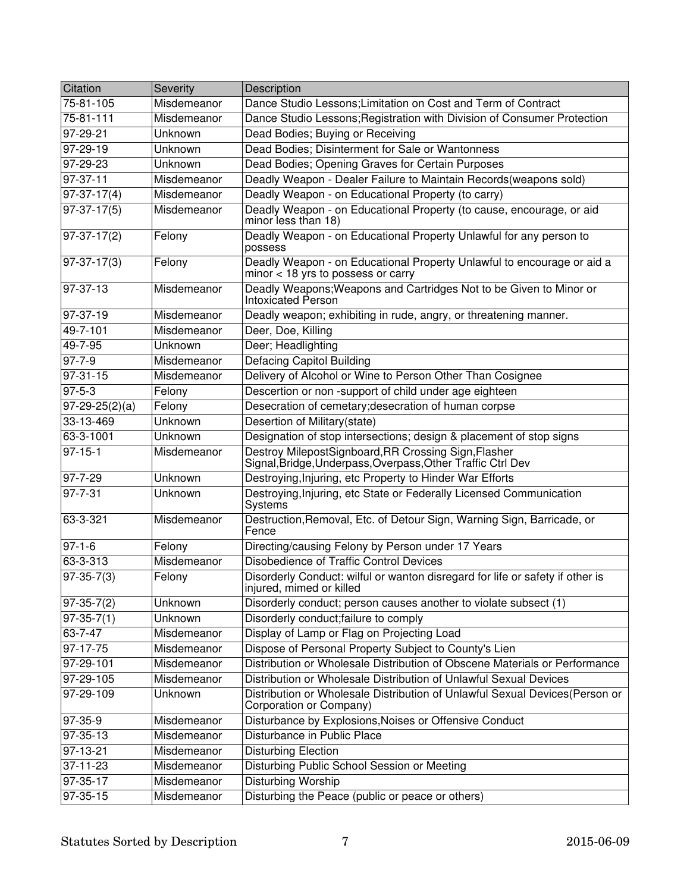| Citation | Severity | Description |
|---|---|---|
| 75-81-105 | Misdemeanor | Dance Studio Lessons;Limitation on Cost and Term of Contract |
| 75-81-111 | Misdemeanor | Dance Studio Lessons;Registration with Division of Consumer Protection |
| 97-29-21 | Unknown | Dead Bodies; Buying or Receiving |
| 97-29-19 | Unknown | Dead Bodies; Disinterment for Sale or Wantonness |
| 97-29-23 | Unknown | Dead Bodies; Opening Graves for Certain Purposes |
| 97-37-11 | Misdemeanor | Deadly Weapon - Dealer Failure to Maintain Records(weapons sold) |
| 97-37-17(4) | Misdemeanor | Deadly Weapon - on Educational Property (to carry) |
| 97-37-17(5) | Misdemeanor | Deadly Weapon - on Educational Property (to cause, encourage, or aid minor less than 18) |
| 97-37-17(2) | Felony | Deadly Weapon - on Educational Property Unlawful for any person to possess |
| 97-37-17(3) | Felony | Deadly Weapon - on Educational Property Unlawful to encourage or aid a minor < 18 yrs to possess or carry |
| 97-37-13 | Misdemeanor | Deadly Weapons;Weapons and Cartridges Not to be Given to Minor or Intoxicated Person |
| 97-37-19 | Misdemeanor | Deadly weapon; exhibiting in rude, angry, or threatening manner. |
| 49-7-101 | Misdemeanor | Deer, Doe, Killing |
| 49-7-95 | Unknown | Deer; Headlighting |
| 97-7-9 | Misdemeanor | Defacing Capitol Building |
| 97-31-15 | Misdemeanor | Delivery of Alcohol or Wine to Person Other Than Cosignee |
| 97-5-3 | Felony | Descertion or non -support of child under age eighteen |
| 97-29-25(2)(a) | Felony | Desecration of cemetary;desecration of human corpse |
| 33-13-469 | Unknown | Desertion of Military(state) |
| 63-3-1001 | Unknown | Designation of stop intersections; design & placement of stop signs |
| 97-15-1 | Misdemeanor | Destroy MilepostSignboard,RR Crossing Sign,Flasher Signal,Bridge,Underpass,Overpass,Other Traffic Ctrl Dev |
| 97-7-29 | Unknown | Destroying,Injuring, etc Property to Hinder War Efforts |
| 97-7-31 | Unknown | Destroying,Injuring, etc State or Federally Licensed Communication Systems |
| 63-3-321 | Misdemeanor | Destruction,Removal, Etc. of Detour Sign, Warning Sign, Barricade, or Fence |
| 97-1-6 | Felony | Directing/causing Felony by Person under 17 Years |
| 63-3-313 | Misdemeanor | Disobedience of Traffic Control Devices |
| 97-35-7(3) | Felony | Disorderly Conduct: wilful or wanton disregard for life or safety if other is injured, mimed or killed |
| 97-35-7(2) | Unknown | Disorderly conduct; person causes another to violate subsect (1) |
| 97-35-7(1) | Unknown | Disorderly conduct;failure to comply |
| 63-7-47 | Misdemeanor | Display of Lamp or Flag on Projecting Load |
| 97-17-75 | Misdemeanor | Dispose of Personal Property Subject to County's Lien |
| 97-29-101 | Misdemeanor | Distribution or Wholesale Distribution of Obscene Materials or Performance |
| 97-29-105 | Misdemeanor | Distribution or Wholesale Distribution of Unlawful Sexual Devices |
| 97-29-109 | Unknown | Distribution or Wholesale Distribution of Unlawful Sexual Devices(Person or Corporation or Company) |
| 97-35-9 | Misdemeanor | Disturbance by Explosions,Noises or Offensive Conduct |
| 97-35-13 | Misdemeanor | Disturbance in Public Place |
| 97-13-21 | Misdemeanor | Disturbing Election |
| 37-11-23 | Misdemeanor | Disturbing Public School Session or Meeting |
| 97-35-17 | Misdemeanor | Disturbing Worship |
| 97-35-15 | Misdemeanor | Disturbing the Peace (public or peace or others) |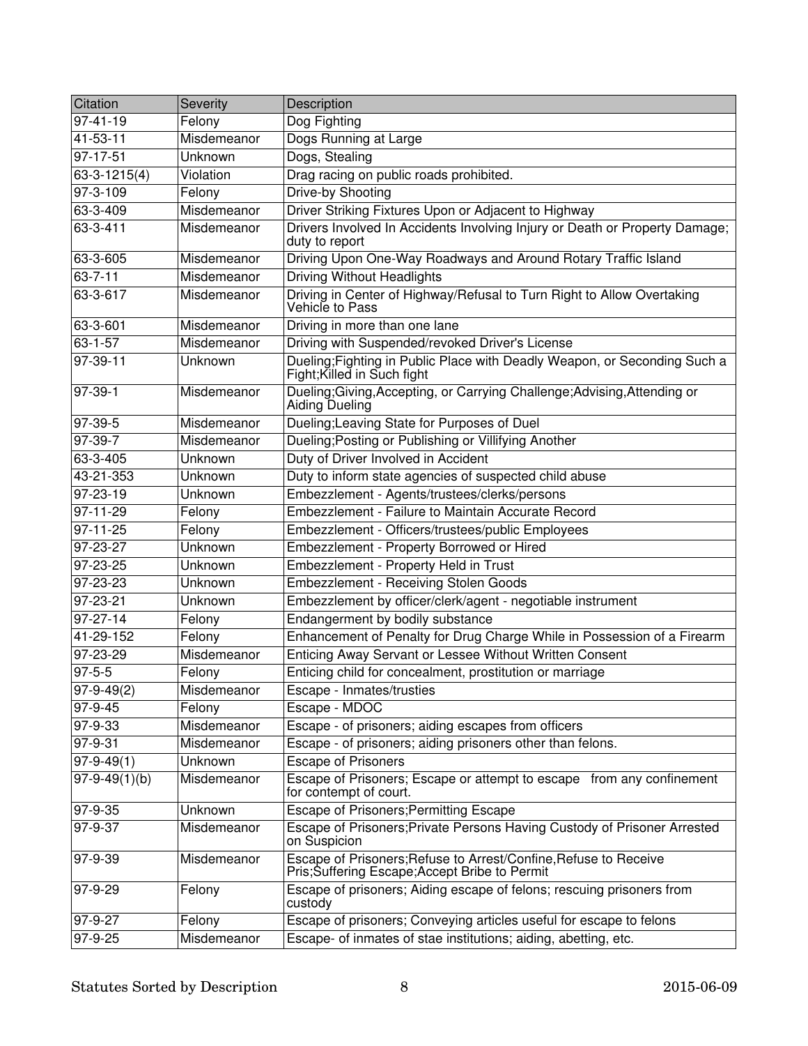| Citation | Severity | Description |
| --- | --- | --- |
| 97-41-19 | Felony | Dog Fighting |
| 41-53-11 | Misdemeanor | Dogs Running at Large |
| 97-17-51 | Unknown | Dogs, Stealing |
| 63-3-1215(4) | Violation | Drag racing on public roads prohibited. |
| 97-3-109 | Felony | Drive-by Shooting |
| 63-3-409 | Misdemeanor | Driver Striking Fixtures Upon or Adjacent to Highway |
| 63-3-411 | Misdemeanor | Drivers Involved In Accidents Involving Injury or Death or Property Damage; duty to report |
| 63-3-605 | Misdemeanor | Driving Upon One-Way Roadways and Around Rotary Traffic Island |
| 63-7-11 | Misdemeanor | Driving Without Headlights |
| 63-3-617 | Misdemeanor | Driving in Center of Highway/Refusal to Turn Right to Allow Overtaking Vehicle to Pass |
| 63-3-601 | Misdemeanor | Driving in more than one lane |
| 63-1-57 | Misdemeanor | Driving with Suspended/revoked Driver's License |
| 97-39-11 | Unknown | Dueling;Fighting in Public Place with Deadly Weapon, or Seconding Such a Fight;Killed in Such fight |
| 97-39-1 | Misdemeanor | Dueling;Giving,Accepting, or Carrying Challenge;Advising,Attending or Aiding Dueling |
| 97-39-5 | Misdemeanor | Dueling;Leaving State for Purposes of Duel |
| 97-39-7 | Misdemeanor | Dueling;Posting or Publishing or Villifying Another |
| 63-3-405 | Unknown | Duty of Driver Involved in Accident |
| 43-21-353 | Unknown | Duty to inform state agencies of suspected child abuse |
| 97-23-19 | Unknown | Embezzlement - Agents/trustees/clerks/persons |
| 97-11-29 | Felony | Embezzlement - Failure to Maintain Accurate Record |
| 97-11-25 | Felony | Embezzlement - Officers/trustees/public Employees |
| 97-23-27 | Unknown | Embezzlement - Property Borrowed or Hired |
| 97-23-25 | Unknown | Embezzlement - Property Held in Trust |
| 97-23-23 | Unknown | Embezzlement - Receiving Stolen Goods |
| 97-23-21 | Unknown | Embezzlement by officer/clerk/agent - negotiable instrument |
| 97-27-14 | Felony | Endangerment by bodily substance |
| 41-29-152 | Felony | Enhancement of Penalty for Drug Charge While in Possession of a Firearm |
| 97-23-29 | Misdemeanor | Enticing Away Servant or Lessee Without Written Consent |
| 97-5-5 | Felony | Enticing child for concealment, prostitution or marriage |
| 97-9-49(2) | Misdemeanor | Escape - Inmates/trusties |
| 97-9-45 | Felony | Escape - MDOC |
| 97-9-33 | Misdemeanor | Escape - of prisoners; aiding escapes from officers |
| 97-9-31 | Misdemeanor | Escape - of prisoners; aiding prisoners other than felons. |
| 97-9-49(1) | Unknown | Escape of Prisoners |
| 97-9-49(1)(b) | Misdemeanor | Escape of Prisoners; Escape or attempt to escape from any confinement for contempt of court. |
| 97-9-35 | Unknown | Escape of Prisoners;Permitting Escape |
| 97-9-37 | Misdemeanor | Escape of Prisoners;Private Persons Having Custody of Prisoner Arrested on Suspicion |
| 97-9-39 | Misdemeanor | Escape of Prisoners;Refuse to Arrest/Confine,Refuse to Receive Pris;Suffering Escape;Accept Bribe to Permit |
| 97-9-29 | Felony | Escape of prisoners; Aiding escape of felons; rescuing prisoners from custody |
| 97-9-27 | Felony | Escape of prisoners; Conveying articles useful for escape to felons |
| 97-9-25 | Misdemeanor | Escape- of inmates of stae institutions; aiding, abetting, etc. |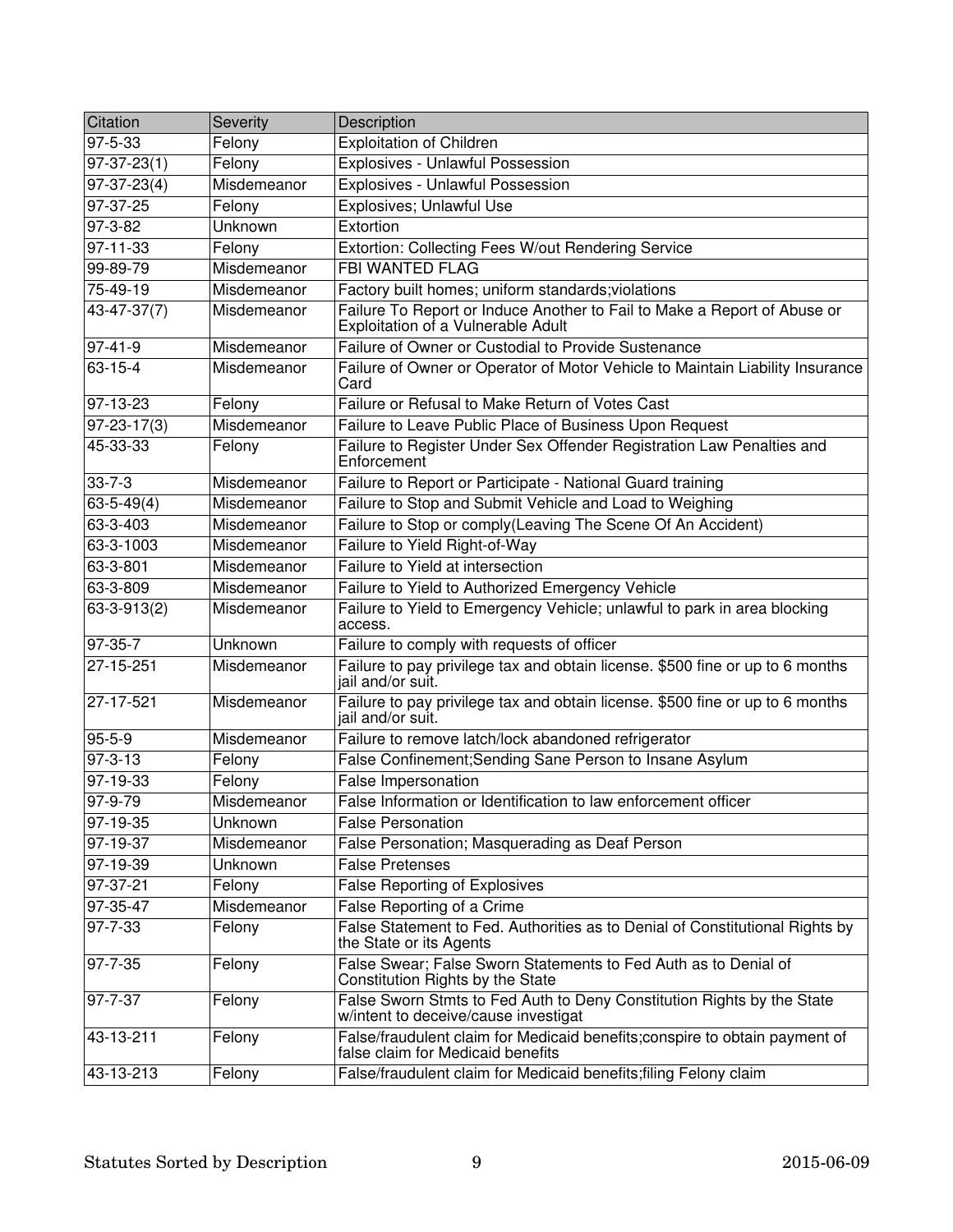| Citation | Severity | Description |
| --- | --- | --- |
| 97-5-33 | Felony | Exploitation of Children |
| 97-37-23(1) | Felony | Explosives - Unlawful Possession |
| 97-37-23(4) | Misdemeanor | Explosives - Unlawful Possession |
| 97-37-25 | Felony | Explosives; Unlawful Use |
| 97-3-82 | Unknown | Extortion |
| 97-11-33 | Felony | Extortion: Collecting Fees W/out Rendering Service |
| 99-89-79 | Misdemeanor | FBI WANTED FLAG |
| 75-49-19 | Misdemeanor | Factory built homes; uniform standards;violations |
| 43-47-37(7) | Misdemeanor | Failure To Report or Induce Another to Fail to Make a Report of Abuse or Exploitation of a Vulnerable Adult |
| 97-41-9 | Misdemeanor | Failure of Owner or Custodial to Provide Sustenance |
| 63-15-4 | Misdemeanor | Failure of Owner or Operator of Motor Vehicle to Maintain Liability Insurance Card |
| 97-13-23 | Felony | Failure or Refusal to Make Return of Votes Cast |
| 97-23-17(3) | Misdemeanor | Failure to Leave Public Place of Business Upon Request |
| 45-33-33 | Felony | Failure to Register Under Sex Offender Registration Law Penalties and Enforcement |
| 33-7-3 | Misdemeanor | Failure to Report or Participate - National Guard training |
| 63-5-49(4) | Misdemeanor | Failure to Stop and Submit Vehicle and Load to Weighing |
| 63-3-403 | Misdemeanor | Failure to Stop or comply(Leaving The Scene Of An Accident) |
| 63-3-1003 | Misdemeanor | Failure to Yield Right-of-Way |
| 63-3-801 | Misdemeanor | Failure to Yield at intersection |
| 63-3-809 | Misdemeanor | Failure to Yield to Authorized Emergency Vehicle |
| 63-3-913(2) | Misdemeanor | Failure to Yield to Emergency Vehicle; unlawful to park in area blocking access. |
| 97-35-7 | Unknown | Failure to comply with requests of officer |
| 27-15-251 | Misdemeanor | Failure to pay privilege tax and obtain license. $500 fine or up to 6 months jail and/or suit. |
| 27-17-521 | Misdemeanor | Failure to pay privilege tax and obtain license. $500 fine or up to 6 months jail and/or suit. |
| 95-5-9 | Misdemeanor | Failure to remove latch/lock abandoned refrigerator |
| 97-3-13 | Felony | False Confinement;Sending Sane Person to Insane Asylum |
| 97-19-33 | Felony | False Impersonation |
| 97-9-79 | Misdemeanor | False Information or Identification to law enforcement officer |
| 97-19-35 | Unknown | False Personation |
| 97-19-37 | Misdemeanor | False Personation; Masquerading as Deaf Person |
| 97-19-39 | Unknown | False Pretenses |
| 97-37-21 | Felony | False Reporting of Explosives |
| 97-35-47 | Misdemeanor | False Reporting of a Crime |
| 97-7-33 | Felony | False Statement to Fed. Authorities as to Denial of Constitutional Rights by the State or its Agents |
| 97-7-35 | Felony | False Swear; False Sworn Statements to Fed Auth as to Denial of Constitution Rights by the State |
| 97-7-37 | Felony | False Sworn Stmts to Fed Auth to Deny Constitution Rights by the State w/intent to deceive/cause investigat |
| 43-13-211 | Felony | False/fraudulent claim for Medicaid benefits;conspire to obtain payment of false claim for Medicaid benefits |
| 43-13-213 | Felony | False/fraudulent claim for Medicaid benefits;filing Felony claim |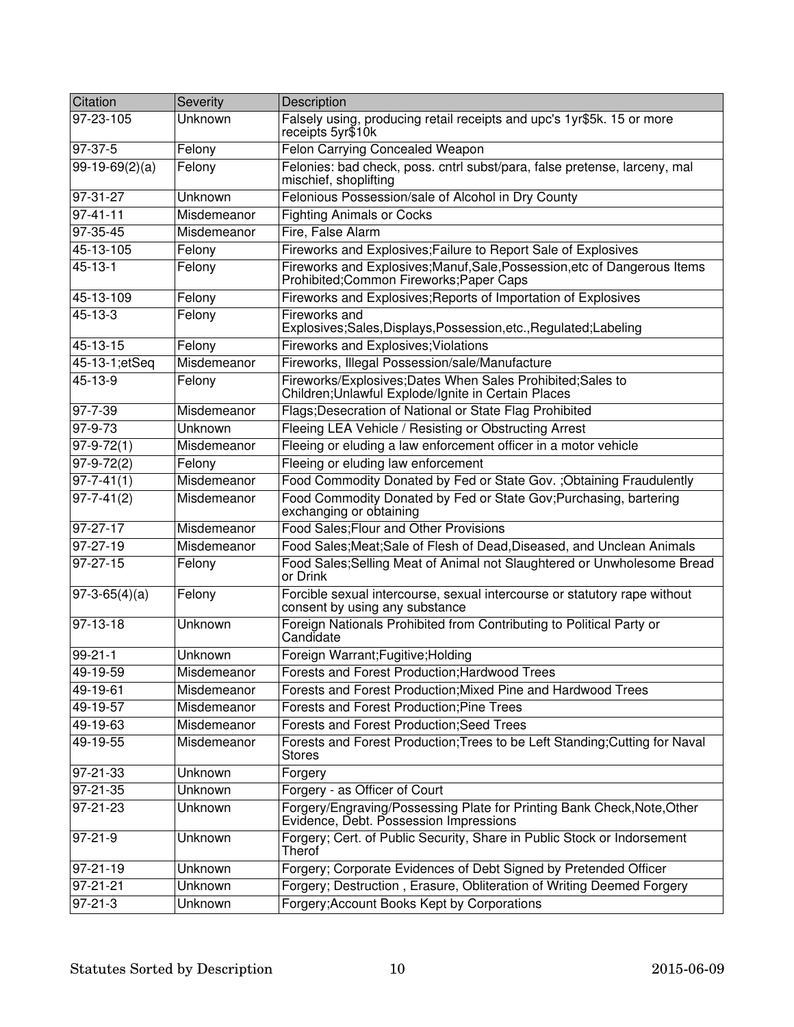| Citation | Severity | Description |
| --- | --- | --- |
| 97-23-105 | Unknown | Falsely using, producing retail receipts and upc's 1yr$5k. 15 or more receipts 5yr$10k |
| 97-37-5 | Felony | Felon Carrying Concealed Weapon |
| 99-19-69(2)(a) | Felony | Felonies: bad check, poss. cntrl subst/para, false pretense, larceny, mal mischief, shoplifting |
| 97-31-27 | Unknown | Felonious Possession/sale of Alcohol in Dry County |
| 97-41-11 | Misdemeanor | Fighting Animals or Cocks |
| 97-35-45 | Misdemeanor | Fire, False Alarm |
| 45-13-105 | Felony | Fireworks and Explosives;Failure to Report Sale of Explosives |
| 45-13-1 | Felony | Fireworks and Explosives;Manuf,Sale,Possession,etc of Dangerous Items Prohibited;Common Fireworks;Paper Caps |
| 45-13-109 | Felony | Fireworks and Explosives;Reports of Importation of Explosives |
| 45-13-3 | Felony | Fireworks and Explosives;Sales,Displays,Possession,etc.,Regulated;Labeling |
| 45-13-15 | Felony | Fireworks and Explosives;Violations |
| 45-13-1;etSeq | Misdemeanor | Fireworks, Illegal Possession/sale/Manufacture |
| 45-13-9 | Felony | Fireworks/Explosives;Dates When Sales Prohibited;Sales to Children;Unlawful Explode/Ignite in Certain Places |
| 97-7-39 | Misdemeanor | Flags;Desecration of National or State Flag Prohibited |
| 97-9-73 | Unknown | Fleeing LEA Vehicle / Resisting or Obstructing Arrest |
| 97-9-72(1) | Misdemeanor | Fleeing or eluding a law enforcement officer in a motor vehicle |
| 97-9-72(2) | Felony | Fleeing or eluding law enforcement |
| 97-7-41(1) | Misdemeanor | Food Commodity Donated by Fed or State Gov. ;Obtaining Fraudulently |
| 97-7-41(2) | Misdemeanor | Food Commodity Donated by Fed or State Gov;Purchasing, bartering exchanging or obtaining |
| 97-27-17 | Misdemeanor | Food Sales;Flour and Other Provisions |
| 97-27-19 | Misdemeanor | Food Sales;Meat;Sale of Flesh of Dead,Diseased, and Unclean Animals |
| 97-27-15 | Felony | Food Sales;Selling Meat of Animal not Slaughtered or Unwholesome Bread or Drink |
| 97-3-65(4)(a) | Felony | Forcible sexual intercourse, sexual intercourse or statutory rape without consent by using any substance |
| 97-13-18 | Unknown | Foreign Nationals Prohibited from Contributing to Political Party or Candidate |
| 99-21-1 | Unknown | Foreign Warrant;Fugitive;Holding |
| 49-19-59 | Misdemeanor | Forests and Forest Production;Hardwood Trees |
| 49-19-61 | Misdemeanor | Forests and Forest Production;Mixed Pine and Hardwood Trees |
| 49-19-57 | Misdemeanor | Forests and Forest Production;Pine Trees |
| 49-19-63 | Misdemeanor | Forests and Forest Production;Seed Trees |
| 49-19-55 | Misdemeanor | Forests and Forest Production;Trees to be Left Standing;Cutting for Naval Stores |
| 97-21-33 | Unknown | Forgery |
| 97-21-35 | Unknown | Forgery - as Officer of Court |
| 97-21-23 | Unknown | Forgery/Engraving/Possessing Plate for Printing Bank Check,Note,Other Evidence, Debt. Possession Impressions |
| 97-21-9 | Unknown | Forgery; Cert. of Public Security, Share in Public Stock or Indorsement Therof |
| 97-21-19 | Unknown | Forgery; Corporate Evidences of Debt Signed by Pretended Officer |
| 97-21-21 | Unknown | Forgery; Destruction , Erasure, Obliteration of Writing Deemed Forgery |
| 97-21-3 | Unknown | Forgery;Account Books Kept by Corporations |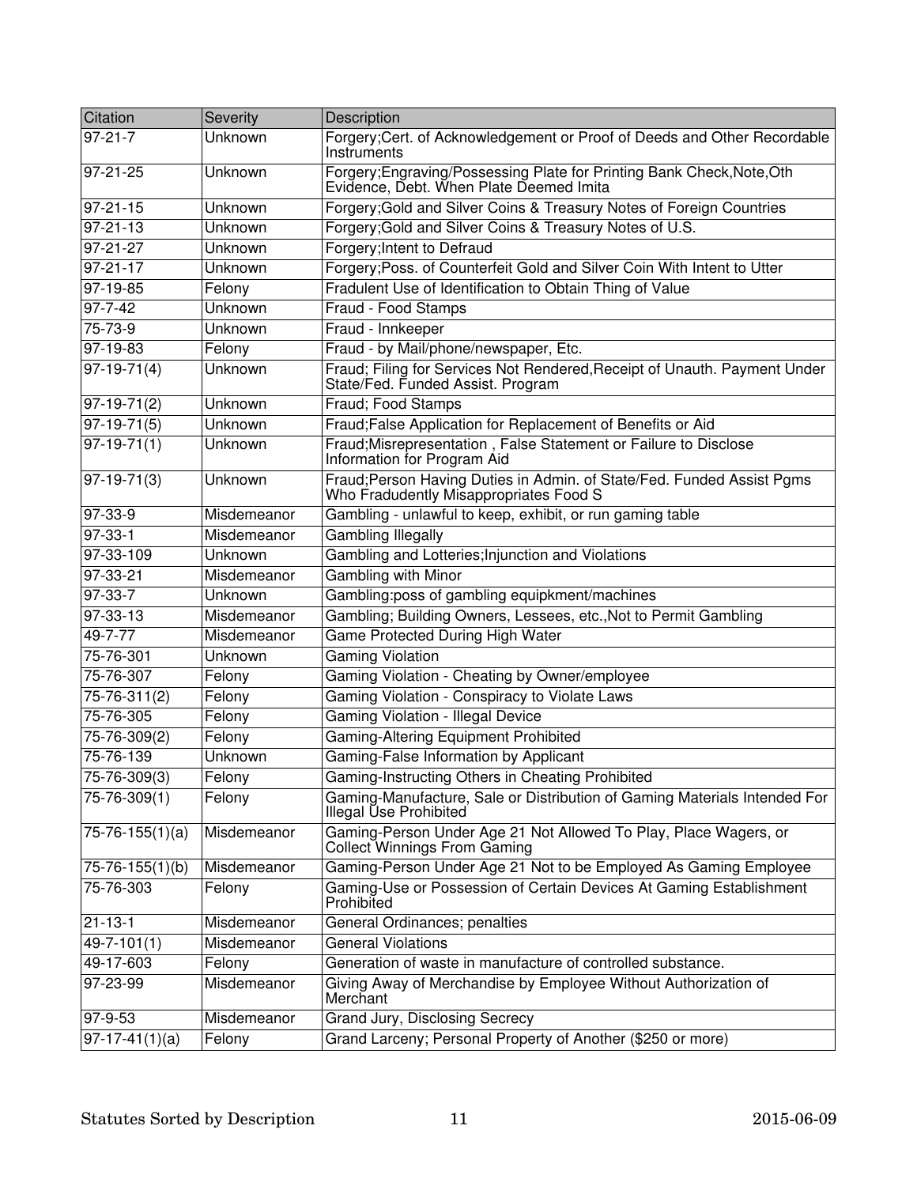| Citation | Severity | Description |
| --- | --- | --- |
| 97-21-7 | Unknown | Forgery;Cert. of Acknowledgement or Proof of Deeds and Other Recordable Instruments |
| 97-21-25 | Unknown | Forgery;Engraving/Possessing Plate for Printing Bank Check,Note,Oth Evidence, Debt. When Plate Deemed Imita |
| 97-21-15 | Unknown | Forgery;Gold and Silver Coins & Treasury Notes of Foreign Countries |
| 97-21-13 | Unknown | Forgery;Gold and Silver Coins & Treasury Notes of U.S. |
| 97-21-27 | Unknown | Forgery;Intent to Defraud |
| 97-21-17 | Unknown | Forgery;Poss. of Counterfeit Gold and Silver Coin With Intent to Utter |
| 97-19-85 | Felony | Fradulent Use of Identification to Obtain Thing of Value |
| 97-7-42 | Unknown | Fraud - Food Stamps |
| 75-73-9 | Unknown | Fraud - Innkeeper |
| 97-19-83 | Felony | Fraud - by Mail/phone/newspaper, Etc. |
| 97-19-71(4) | Unknown | Fraud; Filing for Services Not Rendered,Receipt of Unauth. Payment Under State/Fed. Funded Assist. Program |
| 97-19-71(2) | Unknown | Fraud; Food Stamps |
| 97-19-71(5) | Unknown | Fraud;False Application for Replacement of Benefits or Aid |
| 97-19-71(1) | Unknown | Fraud;Misrepresentation , False Statement or Failure to Disclose Information for Program Aid |
| 97-19-71(3) | Unknown | Fraud;Person Having Duties in Admin. of State/Fed. Funded Assist Pgms Who Fradudently Misappropriates Food S |
| 97-33-9 | Misdemeanor | Gambling - unlawful to keep, exhibit, or run gaming table |
| 97-33-1 | Misdemeanor | Gambling Illegally |
| 97-33-109 | Unknown | Gambling and Lotteries;Injunction and Violations |
| 97-33-21 | Misdemeanor | Gambling with Minor |
| 97-33-7 | Unknown | Gambling:poss of gambling equipkment/machines |
| 97-33-13 | Misdemeanor | Gambling; Building Owners, Lessees, etc.,Not to Permit Gambling |
| 49-7-77 | Misdemeanor | Game Protected During High Water |
| 75-76-301 | Unknown | Gaming Violation |
| 75-76-307 | Felony | Gaming Violation - Cheating by Owner/employee |
| 75-76-311(2) | Felony | Gaming Violation - Conspiracy to Violate Laws |
| 75-76-305 | Felony | Gaming Violation - Illegal Device |
| 75-76-309(2) | Felony | Gaming-Altering Equipment Prohibited |
| 75-76-139 | Unknown | Gaming-False Information by Applicant |
| 75-76-309(3) | Felony | Gaming-Instructing Others in Cheating Prohibited |
| 75-76-309(1) | Felony | Gaming-Manufacture, Sale or Distribution of Gaming Materials Intended For Illegal Use Prohibited |
| 75-76-155(1)(a) | Misdemeanor | Gaming-Person Under Age 21 Not Allowed To Play, Place Wagers, or Collect Winnings From Gaming |
| 75-76-155(1)(b) | Misdemeanor | Gaming-Person Under Age 21 Not to be Employed As Gaming Employee |
| 75-76-303 | Felony | Gaming-Use or Possession of Certain Devices At Gaming Establishment Prohibited |
| 21-13-1 | Misdemeanor | General Ordinances; penalties |
| 49-7-101(1) | Misdemeanor | General Violations |
| 49-17-603 | Felony | Generation of waste in manufacture of controlled substance. |
| 97-23-99 | Misdemeanor | Giving Away of Merchandise by Employee Without Authorization of Merchant |
| 97-9-53 | Misdemeanor | Grand Jury, Disclosing Secrecy |
| 97-17-41(1)(a) | Felony | Grand Larceny; Personal Property of Another ($250 or more) |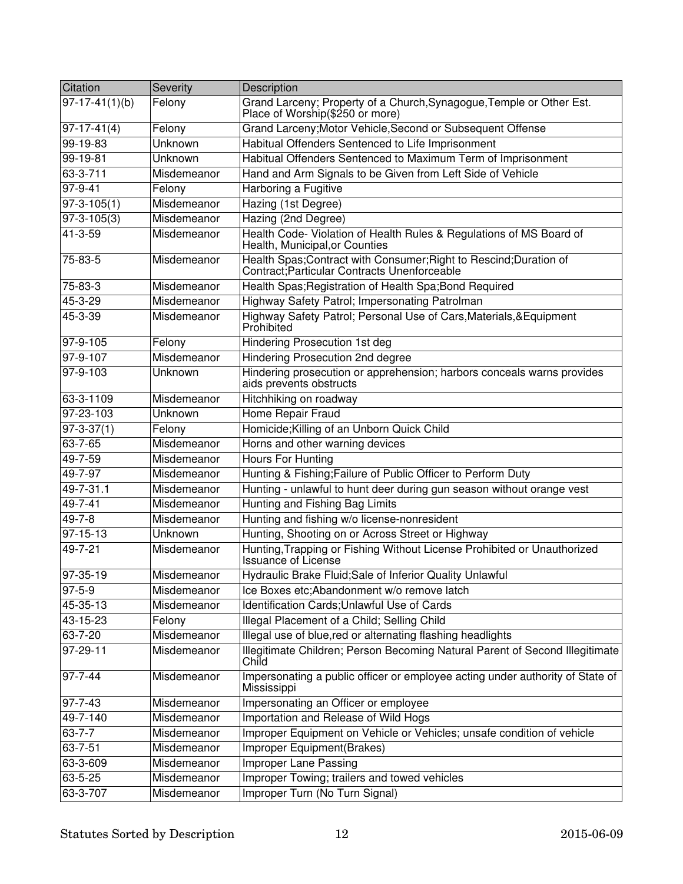| Citation | Severity | Description |
| --- | --- | --- |
| 97-17-41(1)(b) | Felony | Grand Larceny; Property of a Church,Synagogue,Temple or Other Est. Place of Worship($250 or more) |
| 97-17-41(4) | Felony | Grand Larceny;Motor Vehicle,Second or Subsequent Offense |
| 99-19-83 | Unknown | Habitual Offenders Sentenced to Life Imprisonment |
| 99-19-81 | Unknown | Habitual Offenders Sentenced to Maximum Term of Imprisonment |
| 63-3-711 | Misdemeanor | Hand and Arm Signals to be Given from Left Side of Vehicle |
| 97-9-41 | Felony | Harboring a Fugitive |
| 97-3-105(1) | Misdemeanor | Hazing (1st Degree) |
| 97-3-105(3) | Misdemeanor | Hazing (2nd Degree) |
| 41-3-59 | Misdemeanor | Health Code- Violation of Health Rules & Regulations of MS Board of Health, Municipal,or Counties |
| 75-83-5 | Misdemeanor | Health Spas;Contract with Consumer;Right to Rescind;Duration of Contract;Particular Contracts Unenforceable |
| 75-83-3 | Misdemeanor | Health Spas;Registration of Health Spa;Bond Required |
| 45-3-29 | Misdemeanor | Highway Safety Patrol; Impersonating Patrolman |
| 45-3-39 | Misdemeanor | Highway Safety Patrol; Personal Use of Cars,Materials,&Equipment Prohibited |
| 97-9-105 | Felony | Hindering Prosecution 1st deg |
| 97-9-107 | Misdemeanor | Hindering Prosecution 2nd degree |
| 97-9-103 | Unknown | Hindering prosecution or apprehension; harbors conceals warns provides aids prevents obstructs |
| 63-3-1109 | Misdemeanor | Hitchhiking on roadway |
| 97-23-103 | Unknown | Home Repair Fraud |
| 97-3-37(1) | Felony | Homicide;Killing of an Unborn Quick Child |
| 63-7-65 | Misdemeanor | Horns and other warning devices |
| 49-7-59 | Misdemeanor | Hours For Hunting |
| 49-7-97 | Misdemeanor | Hunting & Fishing;Failure of Public Officer to Perform Duty |
| 49-7-31.1 | Misdemeanor | Hunting - unlawful to hunt deer during gun season without orange vest |
| 49-7-41 | Misdemeanor | Hunting and Fishing Bag Limits |
| 49-7-8 | Misdemeanor | Hunting and fishing w/o license-nonresident |
| 97-15-13 | Unknown | Hunting, Shooting on or Across Street or Highway |
| 49-7-21 | Misdemeanor | Hunting,Trapping or Fishing Without License Prohibited or Unauthorized Issuance of License |
| 97-35-19 | Misdemeanor | Hydraulic Brake Fluid;Sale of Inferior Quality Unlawful |
| 97-5-9 | Misdemeanor | Ice Boxes etc;Abandonment w/o remove latch |
| 45-35-13 | Misdemeanor | Identification Cards;Unlawful Use of Cards |
| 43-15-23 | Felony | Illegal Placement of a Child; Selling Child |
| 63-7-20 | Misdemeanor | Illegal use of blue,red or alternating flashing headlights |
| 97-29-11 | Misdemeanor | Illegitimate Children; Person Becoming Natural Parent of Second Illegitimate Child |
| 97-7-44 | Misdemeanor | Impersonating a public officer or employee acting under authority of State of Mississippi |
| 97-7-43 | Misdemeanor | Impersonating an Officer or employee |
| 49-7-140 | Misdemeanor | Importation and Release of Wild Hogs |
| 63-7-7 | Misdemeanor | Improper Equipment on Vehicle or Vehicles; unsafe condition of vehicle |
| 63-7-51 | Misdemeanor | Improper Equipment(Brakes) |
| 63-3-609 | Misdemeanor | Improper Lane Passing |
| 63-5-25 | Misdemeanor | Improper Towing; trailers and towed vehicles |
| 63-3-707 | Misdemeanor | Improper Turn (No Turn Signal) |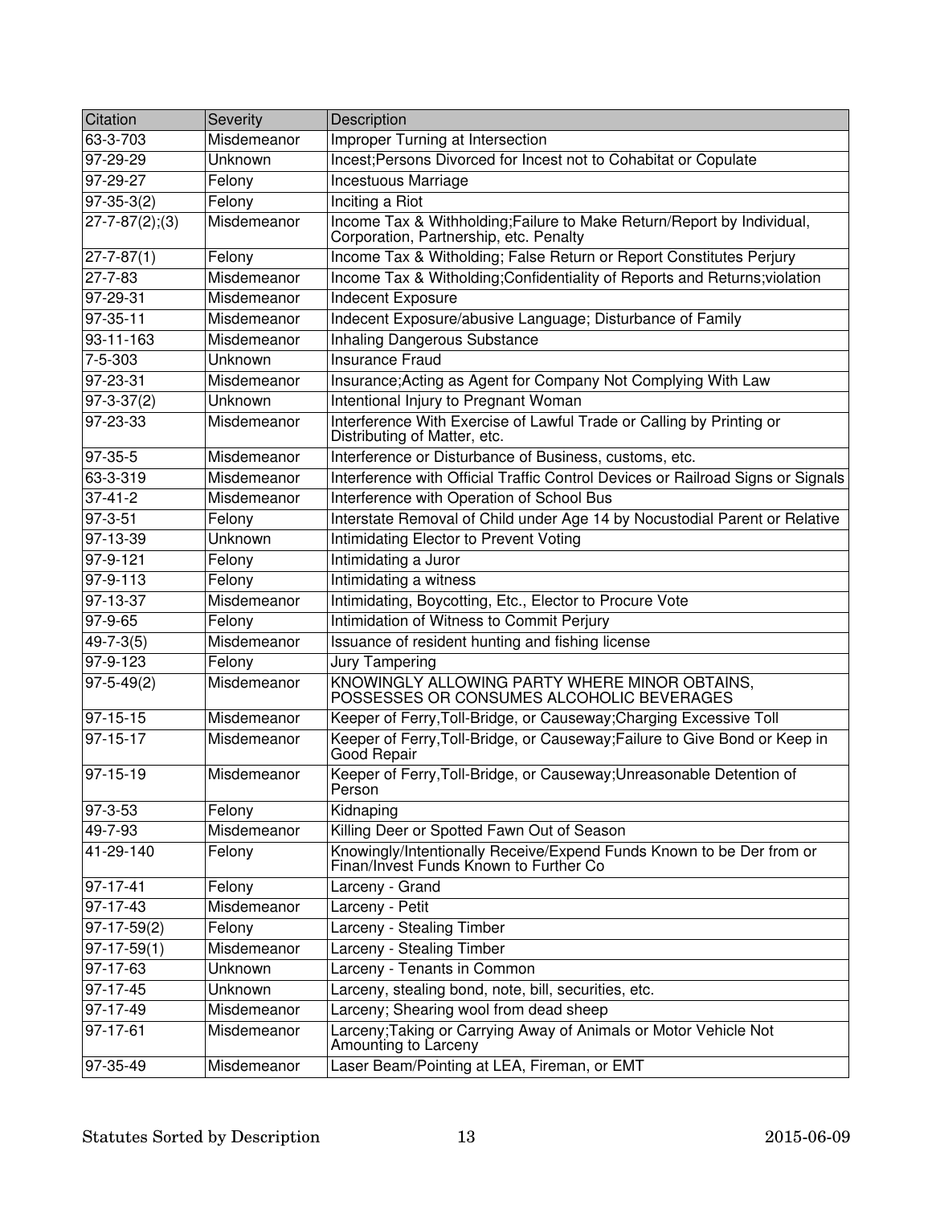| Citation | Severity | Description |
|---|---|---|
| 63-3-703 | Misdemeanor | Improper Turning at Intersection |
| 97-29-29 | Unknown | Incest;Persons Divorced for Incest not to Cohabitat or Copulate |
| 97-29-27 | Felony | Incestuous Marriage |
| 97-35-3(2) | Felony | Inciting a Riot |
| 27-7-87(2);(3) | Misdemeanor | Income Tax & Withholding;Failure to Make Return/Report by Individual, Corporation, Partnership, etc. Penalty |
| 27-7-87(1) | Felony | Income Tax & Witholding; False Return or Report Constitutes Perjury |
| 27-7-83 | Misdemeanor | Income Tax & Witholding;Confidentiality of Reports and Returns;violation |
| 97-29-31 | Misdemeanor | Indecent Exposure |
| 97-35-11 | Misdemeanor | Indecent Exposure/abusive Language; Disturbance of Family |
| 93-11-163 | Misdemeanor | Inhaling Dangerous Substance |
| 7-5-303 | Unknown | Insurance Fraud |
| 97-23-31 | Misdemeanor | Insurance;Acting as Agent for Company Not Complying With Law |
| 97-3-37(2) | Unknown | Intentional Injury to Pregnant Woman |
| 97-23-33 | Misdemeanor | Interference With Exercise of Lawful Trade or Calling by Printing or Distributing of Matter, etc. |
| 97-35-5 | Misdemeanor | Interference or Disturbance of Business, customs, etc. |
| 63-3-319 | Misdemeanor | Interference with Official Traffic Control Devices or Railroad Signs or Signals |
| 37-41-2 | Misdemeanor | Interference with Operation of School Bus |
| 97-3-51 | Felony | Interstate Removal of Child under Age 14 by Nocustodial Parent or Relative |
| 97-13-39 | Unknown | Intimidating Elector to Prevent Voting |
| 97-9-121 | Felony | Intimidating a Juror |
| 97-9-113 | Felony | Intimidating a witness |
| 97-13-37 | Misdemeanor | Intimidating, Boycotting, Etc., Elector to Procure Vote |
| 97-9-65 | Felony | Intimidation of Witness to Commit Perjury |
| 49-7-3(5) | Misdemeanor | Issuance of resident hunting and fishing license |
| 97-9-123 | Felony | Jury Tampering |
| 97-5-49(2) | Misdemeanor | KNOWINGLY ALLOWING PARTY WHERE MINOR OBTAINS, POSSESSES OR CONSUMES ALCOHOLIC BEVERAGES |
| 97-15-15 | Misdemeanor | Keeper of Ferry,Toll-Bridge, or Causeway;Charging Excessive Toll |
| 97-15-17 | Misdemeanor | Keeper of Ferry,Toll-Bridge, or Causeway;Failure to Give Bond or Keep in Good Repair |
| 97-15-19 | Misdemeanor | Keeper of Ferry,Toll-Bridge, or Causeway;Unreasonable Detention of Person |
| 97-3-53 | Felony | Kidnaping |
| 49-7-93 | Misdemeanor | Killing Deer or Spotted Fawn Out of Season |
| 41-29-140 | Felony | Knowingly/Intentionally Receive/Expend Funds Known to be Der from or Finan/Invest Funds Known to Further Co |
| 97-17-41 | Felony | Larceny - Grand |
| 97-17-43 | Misdemeanor | Larceny - Petit |
| 97-17-59(2) | Felony | Larceny - Stealing Timber |
| 97-17-59(1) | Misdemeanor | Larceny - Stealing Timber |
| 97-17-63 | Unknown | Larceny - Tenants in Common |
| 97-17-45 | Unknown | Larceny, stealing bond, note, bill, securities, etc. |
| 97-17-49 | Misdemeanor | Larceny; Shearing wool from dead sheep |
| 97-17-61 | Misdemeanor | Larceny;Taking or Carrying Away of Animals or Motor Vehicle Not Amounting to Larceny |
| 97-35-49 | Misdemeanor | Laser Beam/Pointing at LEA, Fireman, or EMT |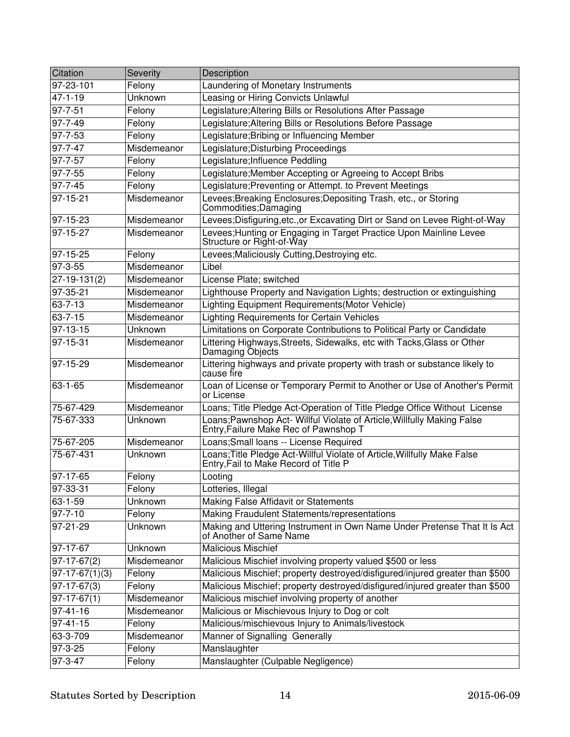| Citation | Severity | Description |
| --- | --- | --- |
| 97-23-101 | Felony | Laundering of Monetary Instruments |
| 47-1-19 | Unknown | Leasing or Hiring Convicts Unlawful |
| 97-7-51 | Felony | Legislature;Altering Bills or Resolutions After Passage |
| 97-7-49 | Felony | Legislature;Altering Bills or Resolutions Before Passage |
| 97-7-53 | Felony | Legislature;Bribing or Influencing Member |
| 97-7-47 | Misdemeanor | Legislature;Disturbing Proceedings |
| 97-7-57 | Felony | Legislature;Influence Peddling |
| 97-7-55 | Felony | Legislature;Member Accepting or Agreeing to Accept Bribs |
| 97-7-45 | Felony | Legislature;Preventing or Attempt. to Prevent Meetings |
| 97-15-21 | Misdemeanor | Levees;Breaking Enclosures;Depositing Trash, etc., or Storing Commodities;Damaging |
| 97-15-23 | Misdemeanor | Levees;Disfiguring,etc.,or Excavating Dirt or Sand on Levee Right-of-Way |
| 97-15-27 | Misdemeanor | Levees;Hunting or Engaging in Target Practice Upon Mainline Levee Structure or Right-of-Way |
| 97-15-25 | Felony | Levees;Maliciously Cutting,Destroying etc. |
| 97-3-55 | Misdemeanor | Libel |
| 27-19-131(2) | Misdemeanor | License Plate; switched |
| 97-35-21 | Misdemeanor | Lighthouse Property and Navigation Lights; destruction or extinguishing |
| 63-7-13 | Misdemeanor | Lighting Equipment Requirements(Motor Vehicle) |
| 63-7-15 | Misdemeanor | Lighting Requirements for Certain Vehicles |
| 97-13-15 | Unknown | Limitations on Corporate Contributions to Political Party or Candidate |
| 97-15-31 | Misdemeanor | Littering Highways,Streets, Sidewalks, etc with Tacks,Glass or Other Damaging Objects |
| 97-15-29 | Misdemeanor | Littering highways and private property with trash or substance likely to cause fire |
| 63-1-65 | Misdemeanor | Loan of License or Temporary Permit to Another or Use of Another's Permit or License |
| 75-67-429 | Misdemeanor | Loans; Title Pledge Act-Operation of Title Pledge Office Without License |
| 75-67-333 | Unknown | Loans;Pawnshop Act- Willful Violate of Article,Willfully Making False Entry,Failure Make Rec of Pawnshop T |
| 75-67-205 | Misdemeanor | Loans;Small loans -- License Required |
| 75-67-431 | Unknown | Loans;Title Pledge Act-Willful Violate of Article,Willfully Make False Entry,Fail to Make Record of Title P |
| 97-17-65 | Felony | Looting |
| 97-33-31 | Felony | Lotteries, Illegal |
| 63-1-59 | Unknown | Making False Affidavit or Statements |
| 97-7-10 | Felony | Making Fraudulent Statements/representations |
| 97-21-29 | Unknown | Making and Uttering Instrument in Own Name Under Pretense That It Is Act of Another of Same Name |
| 97-17-67 | Unknown | Malicious Mischief |
| 97-17-67(2) | Misdemeanor | Malicious Mischief involving property valued $500 or less |
| 97-17-67(1)(3) | Felony | Malicious Mischief; property destroyed/disfigured/injured greater than $500 |
| 97-17-67(3) | Felony | Malicious Mischief; property destroyed/disfigured/injured greater than $500 |
| 97-17-67(1) | Misdemeanor | Malicious mischief involving property of another |
| 97-41-16 | Misdemeanor | Malicious or Mischievous Injury to Dog or colt |
| 97-41-15 | Felony | Malicious/mischievous Injury to Animals/livestock |
| 63-3-709 | Misdemeanor | Manner of Signalling Generally |
| 97-3-25 | Felony | Manslaughter |
| 97-3-47 | Felony | Manslaughter (Culpable Negligence) |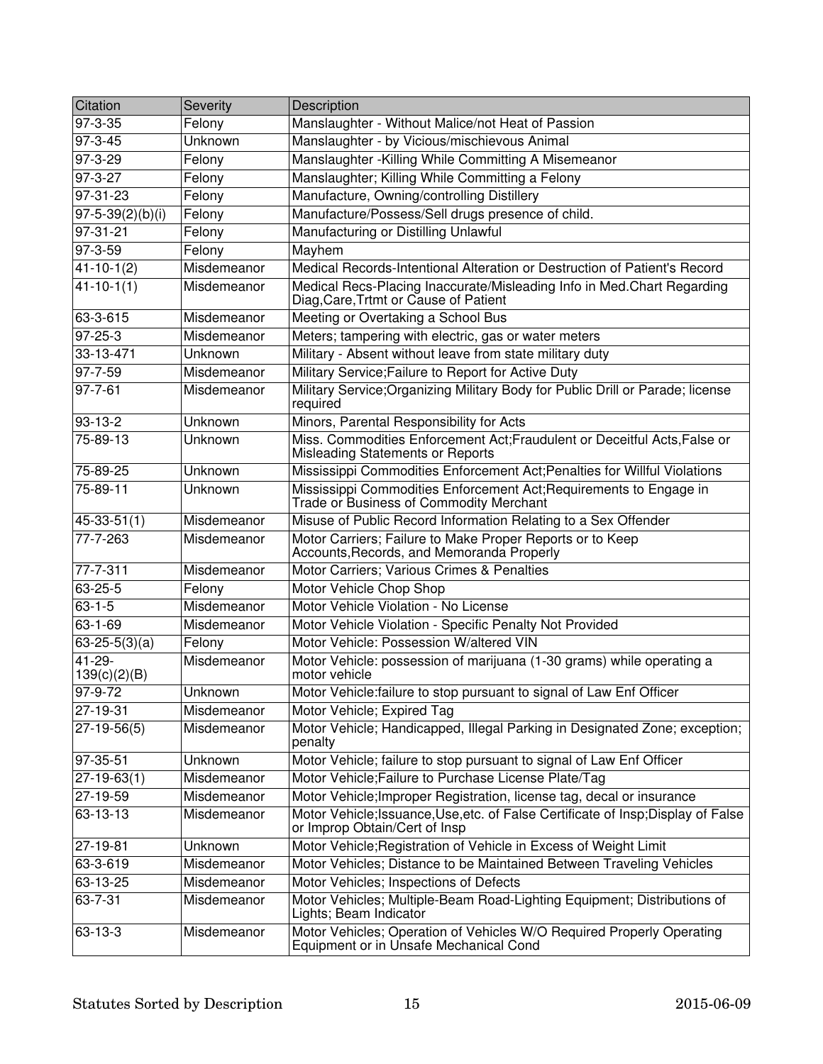| Citation | Severity | Description |
|---|---|---|
| 97-3-35 | Felony | Manslaughter - Without Malice/not Heat of Passion |
| 97-3-45 | Unknown | Manslaughter - by Vicious/mischievous Animal |
| 97-3-29 | Felony | Manslaughter -Killing While Committing A Misemeanor |
| 97-3-27 | Felony | Manslaughter; Killing While Committing a Felony |
| 97-31-23 | Felony | Manufacture, Owning/controlling Distillery |
| 97-5-39(2)(b)(i) | Felony | Manufacture/Possess/Sell drugs presence of child. |
| 97-31-21 | Felony | Manufacturing or Distilling Unlawful |
| 97-3-59 | Felony | Mayhem |
| 41-10-1(2) | Misdemeanor | Medical Records-Intentional Alteration or Destruction of Patient's Record |
| 41-10-1(1) | Misdemeanor | Medical Recs-Placing Inaccurate/Misleading Info in Med.Chart Regarding Diag,Care,Trtmt or Cause of Patient |
| 63-3-615 | Misdemeanor | Meeting or Overtaking a School Bus |
| 97-25-3 | Misdemeanor | Meters; tampering with electric, gas or water meters |
| 33-13-471 | Unknown | Military - Absent without leave from state military duty |
| 97-7-59 | Misdemeanor | Military Service;Failure to Report for Active Duty |
| 97-7-61 | Misdemeanor | Military Service;Organizing Military Body for Public Drill or Parade; license required |
| 93-13-2 | Unknown | Minors, Parental Responsibility for Acts |
| 75-89-13 | Unknown | Miss. Commodities Enforcement Act;Fraudulent or Deceitful Acts,False or Misleading Statements or Reports |
| 75-89-25 | Unknown | Mississippi Commodities Enforcement Act;Penalties for Willful Violations |
| 75-89-11 | Unknown | Mississippi Commodities Enforcement Act;Requirements to Engage in Trade or Business of Commodity Merchant |
| 45-33-51(1) | Misdemeanor | Misuse of Public Record Information Relating to a Sex Offender |
| 77-7-263 | Misdemeanor | Motor Carriers; Failure to Make Proper Reports or to Keep Accounts,Records, and Memoranda Properly |
| 77-7-311 | Misdemeanor | Motor Carriers; Various Crimes & Penalties |
| 63-25-5 | Felony | Motor Vehicle Chop Shop |
| 63-1-5 | Misdemeanor | Motor Vehicle Violation - No License |
| 63-1-69 | Misdemeanor | Motor Vehicle Violation - Specific Penalty Not Provided |
| 63-25-5(3)(a) | Felony | Motor Vehicle: Possession W/altered VIN |
| 41-29-139(c)(2)(B) | Misdemeanor | Motor Vehicle: possession of marijuana (1-30 grams) while operating a motor vehicle |
| 97-9-72 | Unknown | Motor Vehicle:failure to stop pursuant to signal of Law Enf Officer |
| 27-19-31 | Misdemeanor | Motor Vehicle; Expired Tag |
| 27-19-56(5) | Misdemeanor | Motor Vehicle; Handicapped, Illegal Parking in Designated Zone; exception; penalty |
| 97-35-51 | Unknown | Motor Vehicle; failure to stop pursuant to signal of Law Enf Officer |
| 27-19-63(1) | Misdemeanor | Motor Vehicle;Failure to Purchase License Plate/Tag |
| 27-19-59 | Misdemeanor | Motor Vehicle;Improper Registration, license tag, decal or insurance |
| 63-13-13 | Misdemeanor | Motor Vehicle;Issuance,Use,etc. of False Certificate of Insp;Display of False or Improp Obtain/Cert of Insp |
| 27-19-81 | Unknown | Motor Vehicle;Registration of Vehicle in Excess of Weight Limit |
| 63-3-619 | Misdemeanor | Motor Vehicles; Distance to be Maintained Between Traveling Vehicles |
| 63-13-25 | Misdemeanor | Motor Vehicles; Inspections of Defects |
| 63-7-31 | Misdemeanor | Motor Vehicles; Multiple-Beam Road-Lighting Equipment; Distributions of Lights; Beam Indicator |
| 63-13-3 | Misdemeanor | Motor Vehicles; Operation of Vehicles W/O Required Properly Operating Equipment or in Unsafe Mechanical Cond |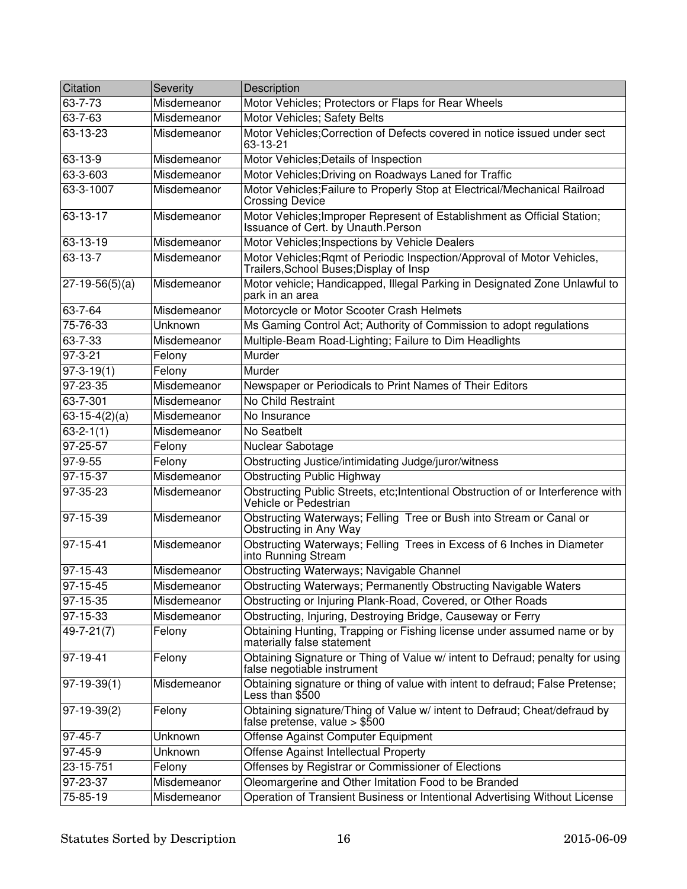| Citation | Severity | Description |
|---|---|---|
| 63-7-73 | Misdemeanor | Motor Vehicles; Protectors or Flaps for Rear Wheels |
| 63-7-63 | Misdemeanor | Motor Vehicles; Safety Belts |
| 63-13-23 | Misdemeanor | Motor Vehicles;Correction of Defects covered in notice issued under sect 63-13-21 |
| 63-13-9 | Misdemeanor | Motor Vehicles;Details of Inspection |
| 63-3-603 | Misdemeanor | Motor Vehicles;Driving on Roadways Laned for Traffic |
| 63-3-1007 | Misdemeanor | Motor Vehicles;Failure to Properly Stop at Electrical/Mechanical Railroad Crossing Device |
| 63-13-17 | Misdemeanor | Motor Vehicles;Improper Represent of Establishment as Official Station; Issuance of Cert. by Unauth.Person |
| 63-13-19 | Misdemeanor | Motor Vehicles;Inspections by Vehicle Dealers |
| 63-13-7 | Misdemeanor | Motor Vehicles;Rqmt of Periodic Inspection/Approval of Motor Vehicles, Trailers,School Buses;Display of Insp |
| 27-19-56(5)(a) | Misdemeanor | Motor vehicle; Handicapped, Illegal Parking in Designated Zone Unlawful to park in an area |
| 63-7-64 | Misdemeanor | Motorcycle or Motor Scooter Crash Helmets |
| 75-76-33 | Unknown | Ms Gaming Control Act; Authority of Commission to adopt regulations |
| 63-7-33 | Misdemeanor | Multiple-Beam Road-Lighting; Failure to Dim Headlights |
| 97-3-21 | Felony | Murder |
| 97-3-19(1) | Felony | Murder |
| 97-23-35 | Misdemeanor | Newspaper or Periodicals to Print Names of Their Editors |
| 63-7-301 | Misdemeanor | No Child Restraint |
| 63-15-4(2)(a) | Misdemeanor | No Insurance |
| 63-2-1(1) | Misdemeanor | No Seatbelt |
| 97-25-57 | Felony | Nuclear Sabotage |
| 97-9-55 | Felony | Obstructing Justice/intimidating Judge/juror/witness |
| 97-15-37 | Misdemeanor | Obstructing Public Highway |
| 97-35-23 | Misdemeanor | Obstructing Public Streets, etc;Intentional Obstruction of or Interference with Vehicle or Pedestrian |
| 97-15-39 | Misdemeanor | Obstructing Waterways; Felling Tree or Bush into Stream or Canal or Obstructing in Any Way |
| 97-15-41 | Misdemeanor | Obstructing Waterways; Felling Trees in Excess of 6 Inches in Diameter into Running Stream |
| 97-15-43 | Misdemeanor | Obstructing Waterways; Navigable Channel |
| 97-15-45 | Misdemeanor | Obstructing Waterways; Permanently Obstructing Navigable Waters |
| 97-15-35 | Misdemeanor | Obstructing or Injuring Plank-Road, Covered, or Other Roads |
| 97-15-33 | Misdemeanor | Obstructing, Injuring, Destroying Bridge, Causeway or Ferry |
| 49-7-21(7) | Felony | Obtaining Hunting, Trapping or Fishing license under assumed name or by materially false statement |
| 97-19-41 | Felony | Obtaining Signature or Thing of Value w/ intent to Defraud; penalty for using false negotiable instrument |
| 97-19-39(1) | Misdemeanor | Obtaining signature or thing of value with intent to defraud; False Pretense; Less than $500 |
| 97-19-39(2) | Felony | Obtaining signature/Thing of Value w/ intent to Defraud; Cheat/defraud by false pretense, value > $500 |
| 97-45-7 | Unknown | Offense Against Computer Equipment |
| 97-45-9 | Unknown | Offense Against Intellectual Property |
| 23-15-751 | Felony | Offenses by Registrar or Commissioner of Elections |
| 97-23-37 | Misdemeanor | Oleomargerine and Other Imitation Food to be Branded |
| 75-85-19 | Misdemeanor | Operation of Transient Business or Intentional Advertising Without License |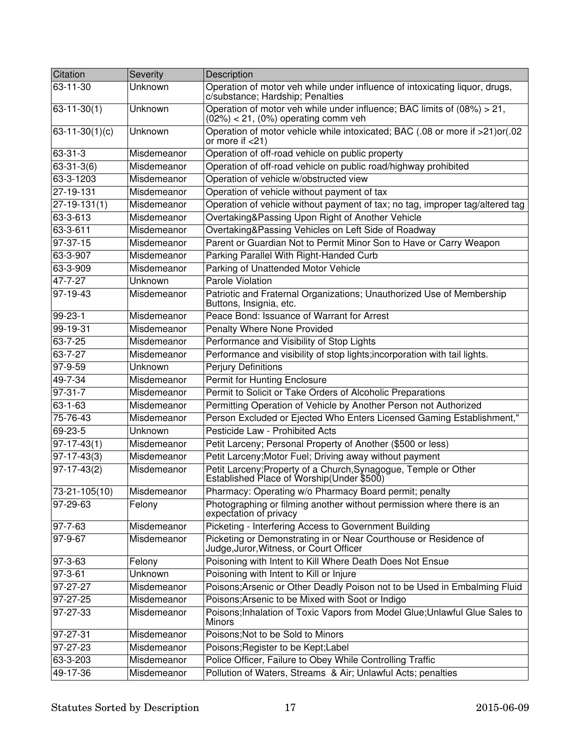| Citation | Severity | Description |
| --- | --- | --- |
| 63-11-30 | Unknown | Operation of motor veh while under influence of intoxicating liquor, drugs, c/substance; Hardship; Penalties |
| 63-11-30(1) | Unknown | Operation of motor veh while under influence; BAC limits of (08%) > 21, (02%) < 21, (0%) operating comm veh |
| 63-11-30(1)(c) | Unknown | Operation of motor vehicle while intoxicated; BAC (.08 or more if >21)or(.02 or more if <21) |
| 63-31-3 | Misdemeanor | Operation of off-road vehicle on public property |
| 63-31-3(6) | Misdemeanor | Operation of off-road vehicle on public road/highway prohibited |
| 63-3-1203 | Misdemeanor | Operation of vehicle w/obstructed view |
| 27-19-131 | Misdemeanor | Operation of vehicle without payment of tax |
| 27-19-131(1) | Misdemeanor | Operation of vehicle without payment of tax; no tag, improper tag/altered tag |
| 63-3-613 | Misdemeanor | Overtaking&Passing Upon Right of Another Vehicle |
| 63-3-611 | Misdemeanor | Overtaking&Passing Vehicles on Left Side of Roadway |
| 97-37-15 | Misdemeanor | Parent or Guardian Not to Permit Minor Son to Have or Carry Weapon |
| 63-3-907 | Misdemeanor | Parking Parallel With Right-Handed Curb |
| 63-3-909 | Misdemeanor | Parking of Unattended Motor Vehicle |
| 47-7-27 | Unknown | Parole Violation |
| 97-19-43 | Misdemeanor | Patriotic and Fraternal Organizations; Unauthorized Use of Membership Buttons, Insignia, etc. |
| 99-23-1 | Misdemeanor | Peace Bond: Issuance of Warrant for Arrest |
| 99-19-31 | Misdemeanor | Penalty Where None Provided |
| 63-7-25 | Misdemeanor | Performance and Visibility of Stop Lights |
| 63-7-27 | Misdemeanor | Performance and visibility of stop lights;incorporation with tail lights. |
| 97-9-59 | Unknown | Perjury Definitions |
| 49-7-34 | Misdemeanor | Permit for Hunting Enclosure |
| 97-31-7 | Misdemeanor | Permit to Solicit or Take Orders of Alcoholic Preparations |
| 63-1-63 | Misdemeanor | Permitting Operation of Vehicle by Another Person not Authorized |
| 75-76-43 | Misdemeanor | Person Excluded or Ejected Who Enters Licensed Gaming Establishment," |
| 69-23-5 | Unknown | Pesticide Law - Prohibited Acts |
| 97-17-43(1) | Misdemeanor | Petit Larceny; Personal Property of Another ($500 or less) |
| 97-17-43(3) | Misdemeanor | Petit Larceny;Motor Fuel; Driving away without payment |
| 97-17-43(2) | Misdemeanor | Petit Larceny;Property of a Church,Synagogue, Temple or Other Established Place of Worship(Under $500) |
| 73-21-105(10) | Misdemeanor | Pharmacy: Operating w/o Pharmacy Board permit; penalty |
| 97-29-63 | Felony | Photographing or filming another without permission where there is an expectation of privacy |
| 97-7-63 | Misdemeanor | Picketing - Interfering Access to Government Building |
| 97-9-67 | Misdemeanor | Picketing or Demonstrating in or Near Courthouse or Residence of Judge,Juror,Witness, or Court Officer |
| 97-3-63 | Felony | Poisoning with Intent to Kill Where Death Does Not Ensue |
| 97-3-61 | Unknown | Poisoning with Intent to Kill or Injure |
| 97-27-27 | Misdemeanor | Poisons;Arsenic or Other Deadly Poison not to be Used in Embalming Fluid |
| 97-27-25 | Misdemeanor | Poisons;Arsenic to be Mixed with Soot or Indigo |
| 97-27-33 | Misdemeanor | Poisons;Inhalation of Toxic Vapors from Model Glue;Unlawful Glue Sales to Minors |
| 97-27-31 | Misdemeanor | Poisons;Not to be Sold to Minors |
| 97-27-23 | Misdemeanor | Poisons;Register to be Kept;Label |
| 63-3-203 | Misdemeanor | Police Officer, Failure to Obey While Controlling Traffic |
| 49-17-36 | Misdemeanor | Pollution of Waters, Streams & Air; Unlawful Acts; penalties |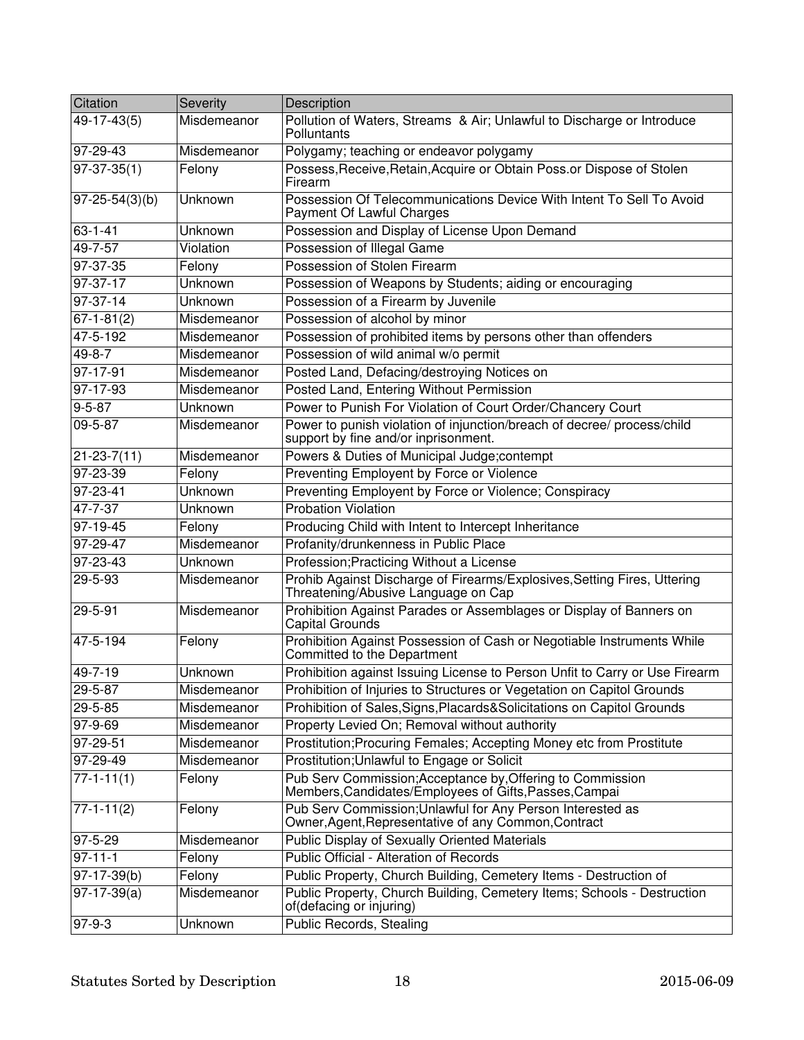| Citation | Severity | Description |
| --- | --- | --- |
| 49-17-43(5) | Misdemeanor | Pollution of Waters, Streams & Air; Unlawful to Discharge or Introduce Polluntants |
| 97-29-43 | Misdemeanor | Polygamy; teaching or endeavor polygamy |
| 97-37-35(1) | Felony | Possess,Receive,Retain,Acquire or Obtain Poss.or Dispose of Stolen Firearm |
| 97-25-54(3)(b) | Unknown | Possession Of Telecommunications Device With Intent To Sell To Avoid Payment Of Lawful Charges |
| 63-1-41 | Unknown | Possession and Display of License Upon Demand |
| 49-7-57 | Violation | Possession of Illegal Game |
| 97-37-35 | Felony | Possession of Stolen Firearm |
| 97-37-17 | Unknown | Possession of Weapons by Students; aiding or encouraging |
| 97-37-14 | Unknown | Possession of a Firearm by Juvenile |
| 67-1-81(2) | Misdemeanor | Possession of alcohol by minor |
| 47-5-192 | Misdemeanor | Possession of prohibited items by persons other than offenders |
| 49-8-7 | Misdemeanor | Possession of wild animal w/o permit |
| 97-17-91 | Misdemeanor | Posted Land, Defacing/destroying Notices on |
| 97-17-93 | Misdemeanor | Posted Land, Entering Without Permission |
| 9-5-87 | Unknown | Power to Punish For Violation of Court Order/Chancery Court |
| 09-5-87 | Misdemeanor | Power to punish violation of injunction/breach of decree/ process/child support by fine and/or inprisonment. |
| 21-23-7(11) | Misdemeanor | Powers & Duties of Municipal Judge;contempt |
| 97-23-39 | Felony | Preventing Employent by Force or Violence |
| 97-23-41 | Unknown | Preventing Employent by Force or Violence; Conspiracy |
| 47-7-37 | Unknown | Probation Violation |
| 97-19-45 | Felony | Producing Child with Intent to Intercept Inheritance |
| 97-29-47 | Misdemeanor | Profanity/drunkenness in Public Place |
| 97-23-43 | Unknown | Profession;Practicing Without a License |
| 29-5-93 | Misdemeanor | Prohib Against Discharge of Firearms/Explosives,Setting Fires, Uttering Threatening/Abusive Language on Cap |
| 29-5-91 | Misdemeanor | Prohibition Against Parades or Assemblages or Display of Banners on Capital Grounds |
| 47-5-194 | Felony | Prohibition Against Possession of Cash or Negotiable Instruments While Committed to the Department |
| 49-7-19 | Unknown | Prohibition against Issuing License to Person Unfit to Carry or Use Firearm |
| 29-5-87 | Misdemeanor | Prohibition of Injuries to Structures or Vegetation on Capitol Grounds |
| 29-5-85 | Misdemeanor | Prohibition of Sales,Signs,Placards&Solicitations on Capitol Grounds |
| 97-9-69 | Misdemeanor | Property Levied On; Removal without authority |
| 97-29-51 | Misdemeanor | Prostitution;Procuring Females; Accepting Money etc from Prostitute |
| 97-29-49 | Misdemeanor | Prostitution;Unlawful to Engage or Solicit |
| 77-1-11(1) | Felony | Pub Serv Commission;Acceptance by,Offering to Commission Members,Candidates/Employees of Gifts,Passes,Campai |
| 77-1-11(2) | Felony | Pub Serv Commission;Unlawful for Any Person Interested as Owner,Agent,Representative of any Common,Contract |
| 97-5-29 | Misdemeanor | Public Display of Sexually Oriented Materials |
| 97-11-1 | Felony | Public Official - Alteration of Records |
| 97-17-39(b) | Felony | Public Property, Church Building, Cemetery Items - Destruction of |
| 97-17-39(a) | Misdemeanor | Public Property, Church Building, Cemetery Items; Schools - Destruction of(defacing or injuring) |
| 97-9-3 | Unknown | Public Records, Stealing |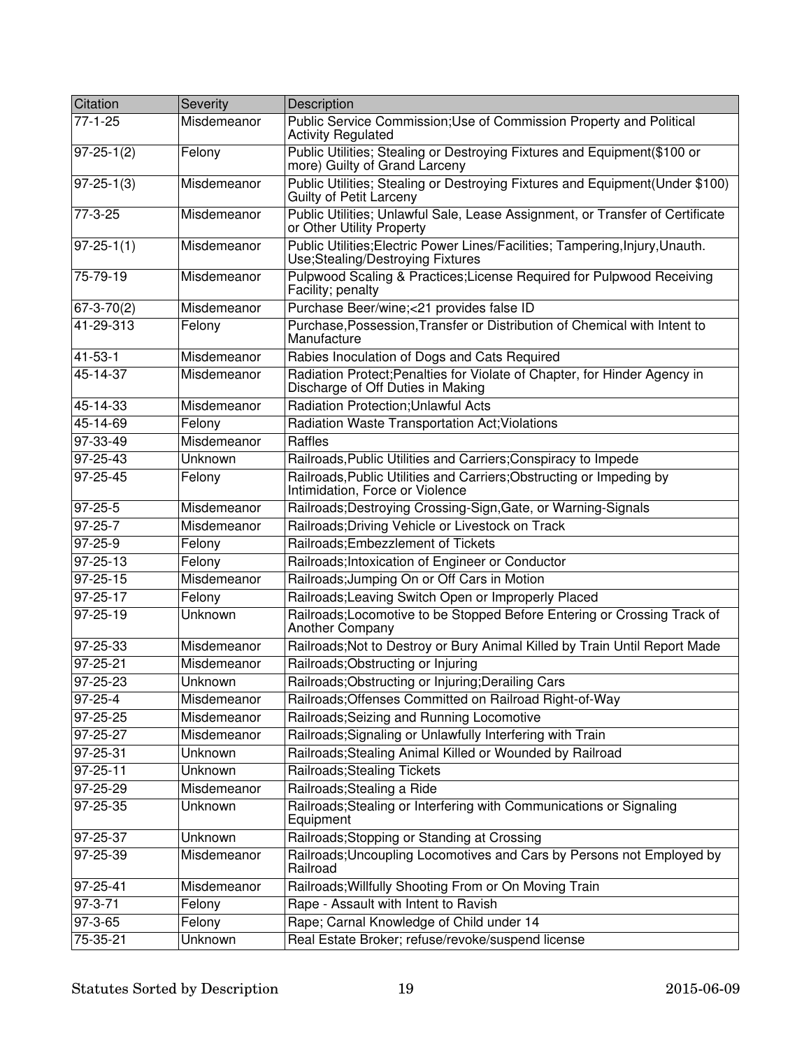| Citation | Severity | Description |
| --- | --- | --- |
| 77-1-25 | Misdemeanor | Public Service Commission;Use of Commission Property and Political Activity Regulated |
| 97-25-1(2) | Felony | Public Utilities; Stealing or Destroying Fixtures and Equipment($100 or more) Guilty of Grand Larceny |
| 97-25-1(3) | Misdemeanor | Public Utilities; Stealing or Destroying Fixtures and Equipment(Under $100) Guilty of Petit Larceny |
| 77-3-25 | Misdemeanor | Public Utilities; Unlawful Sale, Lease Assignment, or Transfer of Certificate or Other Utility Property |
| 97-25-1(1) | Misdemeanor | Public Utilities;Electric Power Lines/Facilities; Tampering,Injury,Unauth. Use;Stealing/Destroying Fixtures |
| 75-79-19 | Misdemeanor | Pulpwood Scaling & Practices;License Required for Pulpwood Receiving Facility; penalty |
| 67-3-70(2) | Misdemeanor | Purchase Beer/wine;<21 provides false ID |
| 41-29-313 | Felony | Purchase,Possession,Transfer or Distribution of Chemical with Intent to Manufacture |
| 41-53-1 | Misdemeanor | Rabies Inoculation of Dogs and Cats Required |
| 45-14-37 | Misdemeanor | Radiation Protect;Penalties for Violate of Chapter, for Hinder Agency in Discharge of Off Duties in Making |
| 45-14-33 | Misdemeanor | Radiation Protection;Unlawful Acts |
| 45-14-69 | Felony | Radiation Waste Transportation Act;Violations |
| 97-33-49 | Misdemeanor | Raffles |
| 97-25-43 | Unknown | Railroads,Public Utilities and Carriers;Conspiracy to Impede |
| 97-25-45 | Felony | Railroads,Public Utilities and Carriers;Obstructing or Impeding by Intimidation, Force or Violence |
| 97-25-5 | Misdemeanor | Railroads;Destroying Crossing-Sign,Gate, or Warning-Signals |
| 97-25-7 | Misdemeanor | Railroads;Driving Vehicle or Livestock on Track |
| 97-25-9 | Felony | Railroads;Embezzlement of Tickets |
| 97-25-13 | Felony | Railroads;Intoxication of Engineer or Conductor |
| 97-25-15 | Misdemeanor | Railroads;Jumping On or Off Cars in Motion |
| 97-25-17 | Felony | Railroads;Leaving Switch Open or Improperly Placed |
| 97-25-19 | Unknown | Railroads;Locomotive to be Stopped Before Entering or Crossing Track of Another Company |
| 97-25-33 | Misdemeanor | Railroads;Not to Destroy or Bury Animal Killed by Train Until Report Made |
| 97-25-21 | Misdemeanor | Railroads;Obstructing or Injuring |
| 97-25-23 | Unknown | Railroads;Obstructing or Injuring;Derailing Cars |
| 97-25-4 | Misdemeanor | Railroads;Offenses Committed on Railroad Right-of-Way |
| 97-25-25 | Misdemeanor | Railroads;Seizing and Running Locomotive |
| 97-25-27 | Misdemeanor | Railroads;Signaling or Unlawfully Interfering with Train |
| 97-25-31 | Unknown | Railroads;Stealing Animal Killed or Wounded by Railroad |
| 97-25-11 | Unknown | Railroads;Stealing Tickets |
| 97-25-29 | Misdemeanor | Railroads;Stealing a Ride |
| 97-25-35 | Unknown | Railroads;Stealing or Interfering with Communications or Signaling Equipment |
| 97-25-37 | Unknown | Railroads;Stopping or Standing at Crossing |
| 97-25-39 | Misdemeanor | Railroads;Uncoupling Locomotives and Cars by Persons not Employed by Railroad |
| 97-25-41 | Misdemeanor | Railroads;Willfully Shooting From or On Moving Train |
| 97-3-71 | Felony | Rape - Assault with Intent to Ravish |
| 97-3-65 | Felony | Rape; Carnal Knowledge of Child under 14 |
| 75-35-21 | Unknown | Real Estate Broker; refuse/revoke/suspend license |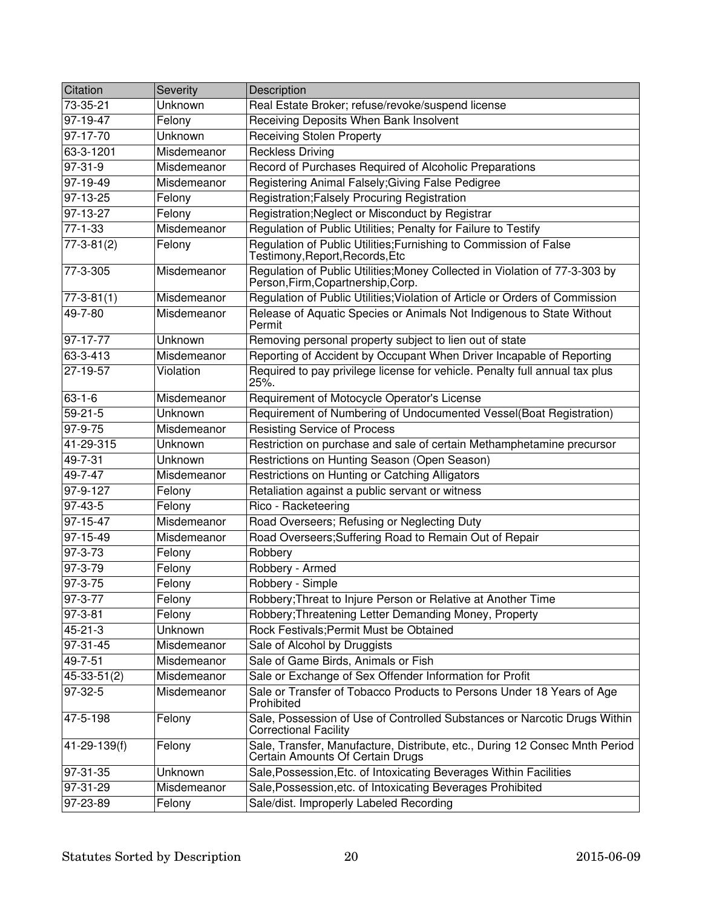| Citation | Severity | Description |
| --- | --- | --- |
| 73-35-21 | Unknown | Real Estate Broker; refuse/revoke/suspend license |
| 97-19-47 | Felony | Receiving Deposits When Bank Insolvent |
| 97-17-70 | Unknown | Receiving Stolen Property |
| 63-3-1201 | Misdemeanor | Reckless Driving |
| 97-31-9 | Misdemeanor | Record of Purchases Required of Alcoholic Preparations |
| 97-19-49 | Misdemeanor | Registering Animal Falsely;Giving False Pedigree |
| 97-13-25 | Felony | Registration;Falsely Procuring Registration |
| 97-13-27 | Felony | Registration;Neglect or Misconduct by Registrar |
| 77-1-33 | Misdemeanor | Regulation of Public Utilities; Penalty for Failure to Testify |
| 77-3-81(2) | Felony | Regulation of Public Utilities;Furnishing to Commission of False Testimony,Report,Records,Etc |
| 77-3-305 | Misdemeanor | Regulation of Public Utilities;Money Collected in Violation of 77-3-303 by Person,Firm,Copartnership,Corp. |
| 77-3-81(1) | Misdemeanor | Regulation of Public Utilities;Violation of Article or Orders of Commission |
| 49-7-80 | Misdemeanor | Release of Aquatic Species or Animals Not Indigenous to State Without Permit |
| 97-17-77 | Unknown | Removing personal property subject to lien out of state |
| 63-3-413 | Misdemeanor | Reporting of Accident by Occupant When Driver Incapable of Reporting |
| 27-19-57 | Violation | Required to pay privilege license for vehicle. Penalty full annual tax plus 25%. |
| 63-1-6 | Misdemeanor | Requirement of Motocycle Operator's License |
| 59-21-5 | Unknown | Requirement of Numbering of Undocumented Vessel(Boat Registration) |
| 97-9-75 | Misdemeanor | Resisting Service of Process |
| 41-29-315 | Unknown | Restriction on purchase and sale of certain Methamphetamine precursor |
| 49-7-31 | Unknown | Restrictions on Hunting Season (Open Season) |
| 49-7-47 | Misdemeanor | Restrictions on Hunting or Catching Alligators |
| 97-9-127 | Felony | Retaliation against a public servant or witness |
| 97-43-5 | Felony | Rico - Racketeering |
| 97-15-47 | Misdemeanor | Road Overseers; Refusing or Neglecting Duty |
| 97-15-49 | Misdemeanor | Road Overseers;Suffering Road to Remain Out of Repair |
| 97-3-73 | Felony | Robbery |
| 97-3-79 | Felony | Robbery - Armed |
| 97-3-75 | Felony | Robbery - Simple |
| 97-3-77 | Felony | Robbery;Threat to Injure Person or Relative at Another Time |
| 97-3-81 | Felony | Robbery;Threatening Letter Demanding Money, Property |
| 45-21-3 | Unknown | Rock Festivals;Permit Must be Obtained |
| 97-31-45 | Misdemeanor | Sale of Alcohol by Druggists |
| 49-7-51 | Misdemeanor | Sale of Game Birds, Animals or Fish |
| 45-33-51(2) | Misdemeanor | Sale or Exchange of Sex Offender Information for Profit |
| 97-32-5 | Misdemeanor | Sale or Transfer of Tobacco Products to Persons Under 18 Years of Age Prohibited |
| 47-5-198 | Felony | Sale, Possession of Use of Controlled Substances or Narcotic Drugs Within Correctional Facility |
| 41-29-139(f) | Felony | Sale, Transfer, Manufacture, Distribute, etc., During 12 Consec Mnth Period Certain Amounts Of Certain Drugs |
| 97-31-35 | Unknown | Sale,Possession,Etc. of Intoxicating Beverages Within Facilities |
| 97-31-29 | Misdemeanor | Sale,Possession,etc. of Intoxicating Beverages Prohibited |
| 97-23-89 | Felony | Sale/dist. Improperly Labeled Recording |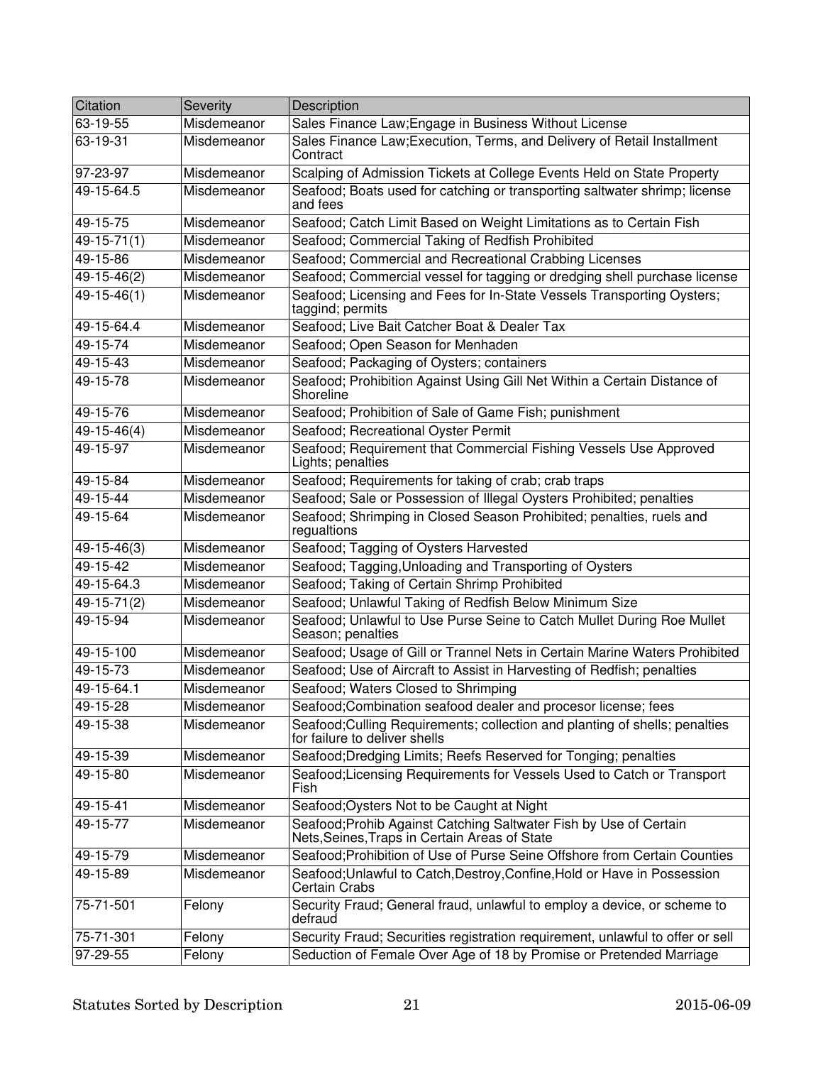| Citation | Severity | Description |
|---|---|---|
| 63-19-55 | Misdemeanor | Sales Finance Law;Engage in Business Without License |
| 63-19-31 | Misdemeanor | Sales Finance Law;Execution, Terms, and Delivery of Retail Installment Contract |
| 97-23-97 | Misdemeanor | Scalping of Admission Tickets at College Events Held on State Property |
| 49-15-64.5 | Misdemeanor | Seafood; Boats used for catching or transporting saltwater shrimp; license and fees |
| 49-15-75 | Misdemeanor | Seafood; Catch Limit Based on Weight Limitations as to Certain Fish |
| 49-15-71(1) | Misdemeanor | Seafood; Commercial Taking of Redfish Prohibited |
| 49-15-86 | Misdemeanor | Seafood; Commercial and Recreational Crabbing Licenses |
| 49-15-46(2) | Misdemeanor | Seafood; Commercial vessel for tagging or dredging shell purchase license |
| 49-15-46(1) | Misdemeanor | Seafood; Licensing and Fees for In-State Vessels Transporting Oysters; taggind; permits |
| 49-15-64.4 | Misdemeanor | Seafood; Live Bait Catcher Boat & Dealer Tax |
| 49-15-74 | Misdemeanor | Seafood; Open Season for Menhaden |
| 49-15-43 | Misdemeanor | Seafood; Packaging of Oysters; containers |
| 49-15-78 | Misdemeanor | Seafood; Prohibition Against Using Gill Net Within a Certain Distance of Shoreline |
| 49-15-76 | Misdemeanor | Seafood; Prohibition of Sale of Game Fish; punishment |
| 49-15-46(4) | Misdemeanor | Seafood; Recreational Oyster Permit |
| 49-15-97 | Misdemeanor | Seafood; Requirement that Commercial Fishing Vessels Use Approved Lights; penalties |
| 49-15-84 | Misdemeanor | Seafood; Requirements for taking of crab; crab traps |
| 49-15-44 | Misdemeanor | Seafood; Sale or Possession of Illegal Oysters Prohibited; penalties |
| 49-15-64 | Misdemeanor | Seafood; Shrimping in Closed Season Prohibited; penalties, ruels and regualtions |
| 49-15-46(3) | Misdemeanor | Seafood; Tagging of Oysters Harvested |
| 49-15-42 | Misdemeanor | Seafood; Tagging,Unloading and Transporting of Oysters |
| 49-15-64.3 | Misdemeanor | Seafood; Taking of Certain Shrimp Prohibited |
| 49-15-71(2) | Misdemeanor | Seafood; Unlawful Taking of Redfish Below Minimum Size |
| 49-15-94 | Misdemeanor | Seafood; Unlawful to Use Purse Seine to Catch Mullet During Roe Mullet Season; penalties |
| 49-15-100 | Misdemeanor | Seafood; Usage of Gill or Trannel Nets in Certain Marine Waters Prohibited |
| 49-15-73 | Misdemeanor | Seafood; Use of Aircraft to Assist in Harvesting of Redfish; penalties |
| 49-15-64.1 | Misdemeanor | Seafood; Waters Closed to Shrimping |
| 49-15-28 | Misdemeanor | Seafood;Combination seafood dealer and procesor license; fees |
| 49-15-38 | Misdemeanor | Seafood;Culling Requirements; collection and planting of shells; penalties for failure to deliver shells |
| 49-15-39 | Misdemeanor | Seafood;Dredging Limits; Reefs Reserved for Tonging; penalties |
| 49-15-80 | Misdemeanor | Seafood;Licensing Requirements for Vessels Used to Catch or Transport Fish |
| 49-15-41 | Misdemeanor | Seafood;Oysters Not to be Caught at Night |
| 49-15-77 | Misdemeanor | Seafood;Prohib Against Catching Saltwater Fish by Use of Certain Nets,Seines,Traps in Certain Areas of State |
| 49-15-79 | Misdemeanor | Seafood;Prohibition of Use of Purse Seine Offshore from Certain Counties |
| 49-15-89 | Misdemeanor | Seafood;Unlawful to Catch,Destroy,Confine,Hold or Have in Possession Certain Crabs |
| 75-71-501 | Felony | Security Fraud; General fraud, unlawful to employ a device, or scheme to defraud |
| 75-71-301 | Felony | Security Fraud; Securities registration requirement, unlawful to offer or sell |
| 97-29-55 | Felony | Seduction of Female Over Age of 18 by Promise or Pretended Marriage |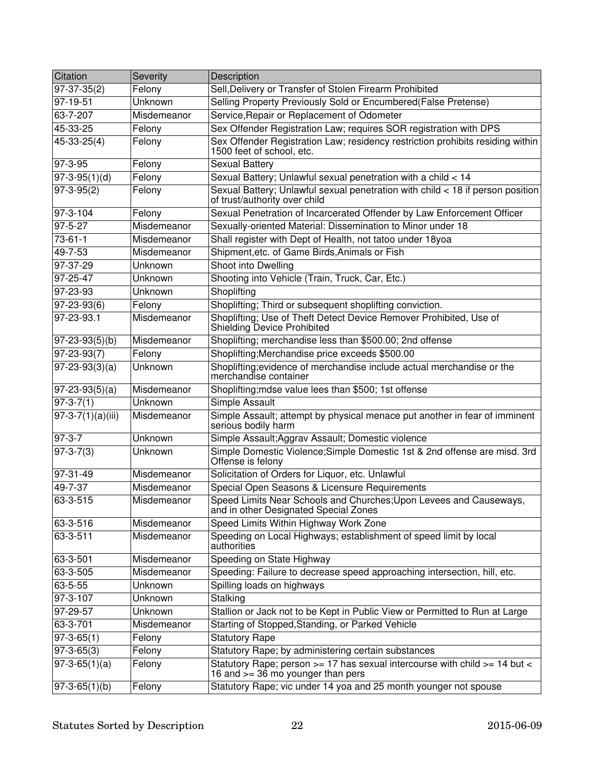| Citation | Severity | Description |
|---|---|---|
| 97-37-35(2) | Felony | Sell,Delivery or Transfer of Stolen Firearm Prohibited |
| 97-19-51 | Unknown | Selling Property Previously Sold or Encumbered(False Pretense) |
| 63-7-207 | Misdemeanor | Service,Repair or Replacement of Odometer |
| 45-33-25 | Felony | Sex Offender Registration Law; requires SOR registration with DPS |
| 45-33-25(4) | Felony | Sex Offender Registration Law; residency restriction prohibits residing within 1500 feet of school, etc. |
| 97-3-95 | Felony | Sexual Battery |
| 97-3-95(1)(d) | Felony | Sexual Battery; Unlawful sexual penetration with a child < 14 |
| 97-3-95(2) | Felony | Sexual Battery; Unlawful sexual penetration with child < 18 if person position of trust/authority over child |
| 97-3-104 | Felony | Sexual Penetration of Incarcerated Offender by Law Enforcement Officer |
| 97-5-27 | Misdemeanor | Sexually-oriented Material: Dissemination to Minor under 18 |
| 73-61-1 | Misdemeanor | Shall register with Dept of Health, not tatoo under 18yoa |
| 49-7-53 | Misdemeanor | Shipment,etc. of Game Birds,Animals or Fish |
| 97-37-29 | Unknown | Shoot into Dwelling |
| 97-25-47 | Unknown | Shooting into Vehicle (Train, Truck, Car, Etc.) |
| 97-23-93 | Unknown | Shoplifting |
| 97-23-93(6) | Felony | Shoplifting; Third or subsequent shoplifting conviction. |
| 97-23-93.1 | Misdemeanor | Shoplifting; Use of Theft Detect Device Remover Prohibited, Use of Shielding Device Prohibited |
| 97-23-93(5)(b) | Misdemeanor | Shoplifting; merchandise less than $500.00; 2nd offense |
| 97-23-93(7) | Felony | Shoplifting;Merchandise price exceeds $500.00 |
| 97-23-93(3)(a) | Unknown | Shoplifting;evidence of merchandise include actual merchandise or the merchandise container |
| 97-23-93(5)(a) | Misdemeanor | Shoplifting;mdse value lees than $500; 1st offense |
| 97-3-7(1) | Unknown | Simple Assault |
| 97-3-7(1)(a)(iii) | Misdemeanor | Simple Assault; attempt by physical menace put another in fear of imminent serious bodily harm |
| 97-3-7 | Unknown | Simple Assault;Aggrav Assault; Domestic violence |
| 97-3-7(3) | Unknown | Simple Domestic Violence;Simple Domestic 1st & 2nd offense are misd. 3rd Offense is felony |
| 97-31-49 | Misdemeanor | Solicitation of Orders for Liquor, etc. Unlawful |
| 49-7-37 | Misdemeanor | Special Open Seasons & Licensure Requirements |
| 63-3-515 | Misdemeanor | Speed Limits Near Schools and Churches;Upon Levees and Causeways, and in other Designated Special Zones |
| 63-3-516 | Misdemeanor | Speed Limits Within Highway Work Zone |
| 63-3-511 | Misdemeanor | Speeding on Local Highways; establishment of speed limit by local authorities |
| 63-3-501 | Misdemeanor | Speeding on State Highway |
| 63-3-505 | Misdemeanor | Speeding: Failure to decrease speed approaching intersection, hill, etc. |
| 63-5-55 | Unknown | Spilling loads on highways |
| 97-3-107 | Unknown | Stalking |
| 97-29-57 | Unknown | Stallion or Jack not to be Kept in Public View or Permitted to Run at Large |
| 63-3-701 | Misdemeanor | Starting of Stopped,Standing, or Parked Vehicle |
| 97-3-65(1) | Felony | Statutory Rape |
| 97-3-65(3) | Felony | Statutory Rape; by administering certain substances |
| 97-3-65(1)(a) | Felony | Statutory Rape; person >= 17 has sexual intercourse with child >= 14 but < 16 and >= 36 mo younger than pers |
| 97-3-65(1)(b) | Felony | Statutory Rape; vic under 14 yoa and 25 month younger not spouse |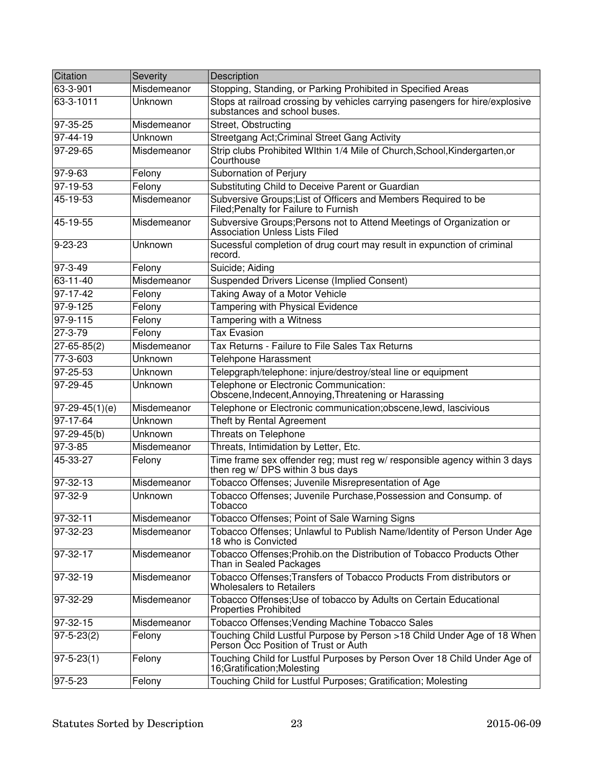| Citation | Severity | Description |
| --- | --- | --- |
| 63-3-901 | Misdemeanor | Stopping, Standing, or Parking Prohibited in Specified Areas |
| 63-3-1011 | Unknown | Stops at railroad crossing by vehicles carrying pasengers for hire/explosive substances and school buses. |
| 97-35-25 | Misdemeanor | Street, Obstructing |
| 97-44-19 | Unknown | Streetgang Act;Criminal Street Gang Activity |
| 97-29-65 | Misdemeanor | Strip clubs Prohibited WIthin 1/4 Mile of Church,School,Kindergarten,or Courthouse |
| 97-9-63 | Felony | Subornation of Perjury |
| 97-19-53 | Felony | Substituting Child to Deceive Parent or Guardian |
| 45-19-53 | Misdemeanor | Subversive Groups;List of Officers and Members Required to be Filed;Penalty for Failure to Furnish |
| 45-19-55 | Misdemeanor | Subversive Groups;Persons not to Attend Meetings of Organization or Association Unless Lists Filed |
| 9-23-23 | Unknown | Sucessful completion of drug court may result in expunction of criminal record. |
| 97-3-49 | Felony | Suicide; Aiding |
| 63-11-40 | Misdemeanor | Suspended Drivers License (Implied Consent) |
| 97-17-42 | Felony | Taking Away of a Motor Vehicle |
| 97-9-125 | Felony | Tampering with Physical Evidence |
| 97-9-115 | Felony | Tampering with a Witness |
| 27-3-79 | Felony | Tax Evasion |
| 27-65-85(2) | Misdemeanor | Tax Returns - Failure to File Sales Tax Returns |
| 77-3-603 | Unknown | Telehpone Harassment |
| 97-25-53 | Unknown | Telepgraph/telephone: injure/destroy/steal line or equipment |
| 97-29-45 | Unknown | Telephone or Electronic Communication: Obscene,Indecent,Annoying,Threatening or Harassing |
| 97-29-45(1)(e) | Misdemeanor | Telephone or Electronic communication;obscene,lewd, lascivious |
| 97-17-64 | Unknown | Theft by Rental Agreement |
| 97-29-45(b) | Unknown | Threats on Telephone |
| 97-3-85 | Misdemeanor | Threats, Intimidation by Letter, Etc. |
| 45-33-27 | Felony | Time frame sex offender reg; must reg w/ responsible agency within 3 days then reg w/ DPS within 3 bus days |
| 97-32-13 | Misdemeanor | Tobacco Offenses; Juvenile Misrepresentation of Age |
| 97-32-9 | Unknown | Tobacco Offenses; Juvenile Purchase,Possession and Consump. of Tobacco |
| 97-32-11 | Misdemeanor | Tobacco Offenses; Point of Sale Warning Signs |
| 97-32-23 | Misdemeanor | Tobacco Offenses; Unlawful to Publish Name/Identity of Person Under Age 18 who is Convicted |
| 97-32-17 | Misdemeanor | Tobacco Offenses;Prohib.on the Distribution of Tobacco Products Other Than in Sealed Packages |
| 97-32-19 | Misdemeanor | Tobacco Offenses;Transfers of Tobacco Products From distributors or Wholesalers to Retailers |
| 97-32-29 | Misdemeanor | Tobacco Offenses;Use of tobacco by Adults on Certain Educational Properties Prohibited |
| 97-32-15 | Misdemeanor | Tobacco Offenses;Vending Machine Tobacco Sales |
| 97-5-23(2) | Felony | Touching Child Lustful Purpose by Person >18 Child Under Age of 18 When Person Occ Position of Trust or Auth |
| 97-5-23(1) | Felony | Touching Child for Lustful Purposes by Person Over 18 Child Under Age of 16;Gratification;Molesting |
| 97-5-23 | Felony | Touching Child for Lustful Purposes; Gratification; Molesting |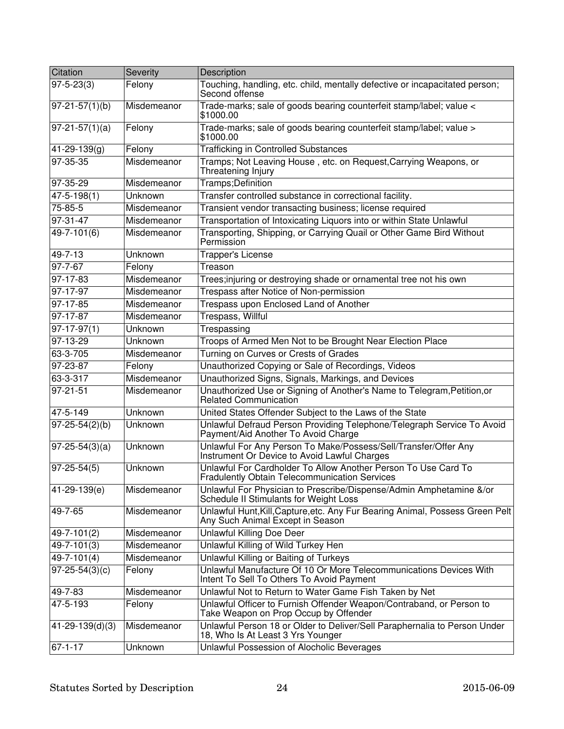| Citation | Severity | Description |
| --- | --- | --- |
| 97-5-23(3) | Felony | Touching, handling, etc. child, mentally defective or incapacitated person; Second offense |
| 97-21-57(1)(b) | Misdemeanor | Trade-marks; sale of goods bearing counterfeit stamp/label; value < $1000.00 |
| 97-21-57(1)(a) | Felony | Trade-marks; sale of goods bearing counterfeit stamp/label; value > $1000.00 |
| 41-29-139(g) | Felony | Trafficking in Controlled Substances |
| 97-35-35 | Misdemeanor | Tramps; Not Leaving House , etc. on Request,Carrying Weapons, or Threatening Injury |
| 97-35-29 | Misdemeanor | Tramps;Definition |
| 47-5-198(1) | Unknown | Transfer controlled substance in correctional facility. |
| 75-85-5 | Misdemeanor | Transient vendor transacting business; license required |
| 97-31-47 | Misdemeanor | Transportation of Intoxicating Liquors into or within State Unlawful |
| 49-7-101(6) | Misdemeanor | Transporting, Shipping, or Carrying Quail or Other Game Bird Without Permission |
| 49-7-13 | Unknown | Trapper's License |
| 97-7-67 | Felony | Treason |
| 97-17-83 | Misdemeanor | Trees;injuring or destroying shade or ornamental tree not his own |
| 97-17-97 | Misdemeanor | Trespass after Notice of Non-permission |
| 97-17-85 | Misdemeanor | Trespass upon Enclosed Land of Another |
| 97-17-87 | Misdemeanor | Trespass, Willful |
| 97-17-97(1) | Unknown | Trespassing |
| 97-13-29 | Unknown | Troops of Armed Men Not to be Brought Near Election Place |
| 63-3-705 | Misdemeanor | Turning on Curves or Crests of Grades |
| 97-23-87 | Felony | Unauthorized Copying or Sale of Recordings, Videos |
| 63-3-317 | Misdemeanor | Unauthorized Signs, Signals, Markings, and Devices |
| 97-21-51 | Misdemeanor | Unauthorized Use or Signing of Another's Name to Telegram,Petition,or Related Communication |
| 47-5-149 | Unknown | United States Offender Subject to the Laws of the State |
| 97-25-54(2)(b) | Unknown | Unlawful Defraud Person Providing Telephone/Telegraph Service To Avoid Payment/Aid Another To Avoid Charge |
| 97-25-54(3)(a) | Unknown | Unlawful For Any Person To Make/Possess/Sell/Transfer/Offer Any Instrument Or Device to Avoid Lawful Charges |
| 97-25-54(5) | Unknown | Unlawful For Cardholder To Allow Another Person To Use Card To Fradulently Obtain Telecommunication Services |
| 41-29-139(e) | Misdemeanor | Unlawful For Physician to Prescribe/Dispense/Admin Amphetamine &/or Schedule II Stimulants for Weight Loss |
| 49-7-65 | Misdemeanor | Unlawful Hunt,Kill,Capture,etc. Any Fur Bearing Animal, Possess Green Pelt Any Such Animal Except in Season |
| 49-7-101(2) | Misdemeanor | Unlawful Killing Doe Deer |
| 49-7-101(3) | Misdemeanor | Unlawful Killing of Wild Turkey Hen |
| 49-7-101(4) | Misdemeanor | Unlawful Killing or Baiting of Turkeys |
| 97-25-54(3)(c) | Felony | Unlawful Manufacture Of 10 Or More Telecommunications Devices With Intent To Sell To Others To Avoid Payment |
| 49-7-83 | Misdemeanor | Unlawful Not to Return to Water Game Fish Taken by Net |
| 47-5-193 | Felony | Unlawful Officer to Furnish Offender Weapon/Contraband, or Person to Take Weapon on Prop Occup by Offender |
| 41-29-139(d)(3) | Misdemeanor | Unlawful Person 18 or Older to Deliver/Sell Paraphernalia to Person Under 18, Who Is At Least 3 Yrs Younger |
| 67-1-17 | Unknown | Unlawful Possession of Alocholic Beverages |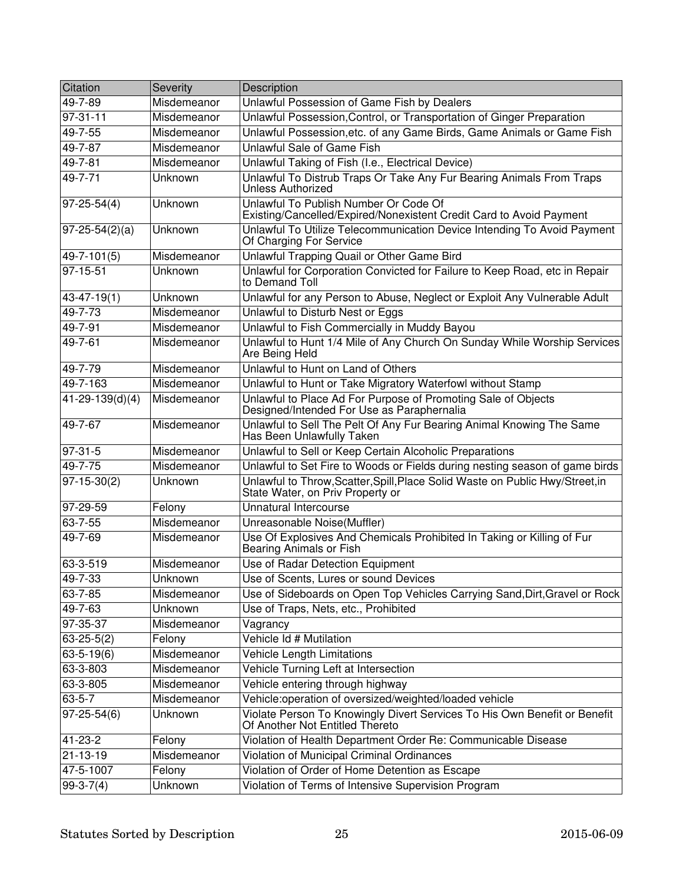| Citation | Severity | Description |
| --- | --- | --- |
| 49-7-89 | Misdemeanor | Unlawful Possession of Game Fish by Dealers |
| 97-31-11 | Misdemeanor | Unlawful Possession,Control, or Transportation of Ginger Preparation |
| 49-7-55 | Misdemeanor | Unlawful Possession,etc. of any Game Birds, Game Animals or Game Fish |
| 49-7-87 | Misdemeanor | Unlawful Sale of Game Fish |
| 49-7-81 | Misdemeanor | Unlawful Taking of Fish (I.e., Electrical Device) |
| 49-7-71 | Unknown | Unlawful To Distrub Traps Or Take Any Fur Bearing Animals From Traps Unless Authorized |
| 97-25-54(4) | Unknown | Unlawful To Publish Number Or Code Of Existing/Cancelled/Expired/Nonexistent Credit Card to Avoid Payment |
| 97-25-54(2)(a) | Unknown | Unlawful To Utilize Telecommunication Device Intending To Avoid Payment Of Charging For Service |
| 49-7-101(5) | Misdemeanor | Unlawful Trapping Quail or Other Game Bird |
| 97-15-51 | Unknown | Unlawful for Corporation Convicted for Failure to Keep Road, etc in Repair to Demand Toll |
| 43-47-19(1) | Unknown | Unlawful for any Person to Abuse, Neglect or Exploit Any Vulnerable Adult |
| 49-7-73 | Misdemeanor | Unlawful to Disturb Nest or Eggs |
| 49-7-91 | Misdemeanor | Unlawful to Fish Commercially in Muddy Bayou |
| 49-7-61 | Misdemeanor | Unlawful to Hunt 1/4 Mile of Any Church On Sunday While Worship Services Are Being Held |
| 49-7-79 | Misdemeanor | Unlawful to Hunt on Land of Others |
| 49-7-163 | Misdemeanor | Unlawful to Hunt or Take Migratory Waterfowl without Stamp |
| 41-29-139(d)(4) | Misdemeanor | Unlawful to Place Ad For Purpose of Promoting Sale of Objects Designed/Intended For Use as Paraphernalia |
| 49-7-67 | Misdemeanor | Unlawful to Sell The Pelt Of Any Fur Bearing Animal Knowing The Same Has Been Unlawfully Taken |
| 97-31-5 | Misdemeanor | Unlawful to Sell or Keep Certain Alcoholic Preparations |
| 49-7-75 | Misdemeanor | Unlawful to Set Fire to Woods or Fields during nesting season of game birds |
| 97-15-30(2) | Unknown | Unlawful to Throw,Scatter,Spill,Place Solid Waste on Public Hwy/Street,in State Water, on Priv Property or |
| 97-29-59 | Felony | Unnatural Intercourse |
| 63-7-55 | Misdemeanor | Unreasonable Noise(Muffler) |
| 49-7-69 | Misdemeanor | Use Of Explosives And Chemicals Prohibited In Taking or Killing of Fur Bearing Animals or Fish |
| 63-3-519 | Misdemeanor | Use of Radar Detection Equipment |
| 49-7-33 | Unknown | Use of Scents, Lures or sound Devices |
| 63-7-85 | Misdemeanor | Use of Sideboards on Open Top Vehicles Carrying Sand,Dirt,Gravel or Rock |
| 49-7-63 | Unknown | Use of Traps, Nets, etc., Prohibited |
| 97-35-37 | Misdemeanor | Vagrancy |
| 63-25-5(2) | Felony | Vehicle Id # Mutilation |
| 63-5-19(6) | Misdemeanor | Vehicle Length Limitations |
| 63-3-803 | Misdemeanor | Vehicle Turning Left at Intersection |
| 63-3-805 | Misdemeanor | Vehicle entering through highway |
| 63-5-7 | Misdemeanor | Vehicle:operation of oversized/weighted/loaded vehicle |
| 97-25-54(6) | Unknown | Violate Person To Knowingly Divert Services To His Own Benefit or Benefit Of Another Not Entitled Thereto |
| 41-23-2 | Felony | Violation of Health Department Order Re: Communicable Disease |
| 21-13-19 | Misdemeanor | Violation of Municipal Criminal Ordinances |
| 47-5-1007 | Felony | Violation of Order of Home Detention as Escape |
| 99-3-7(4) | Unknown | Violation of Terms of Intensive Supervision Program |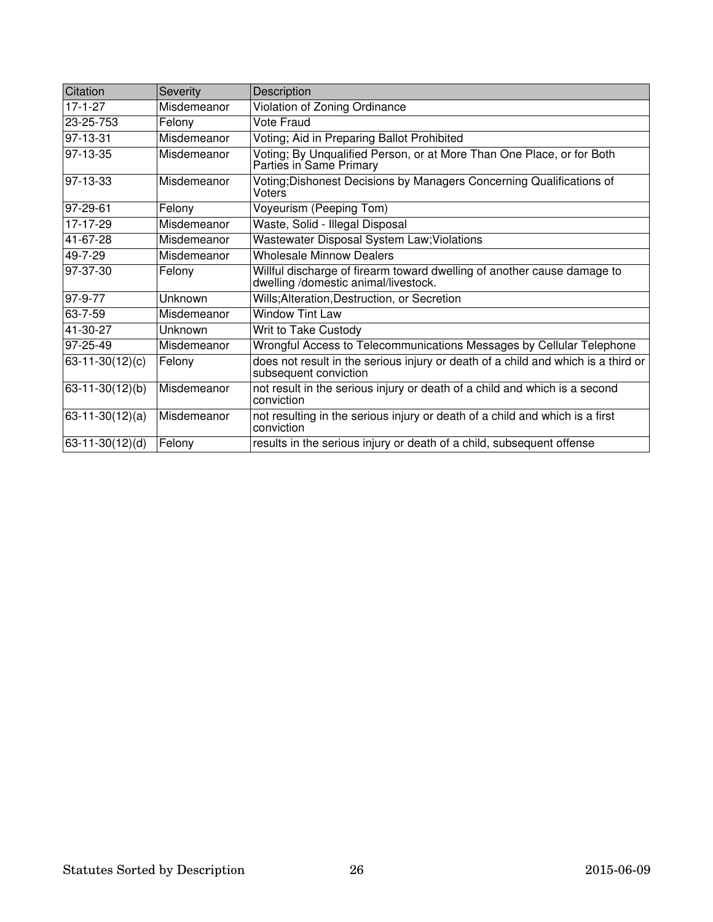| Citation | Severity | Description |
| --- | --- | --- |
| 17-1-27 | Misdemeanor | Violation of Zoning Ordinance |
| 23-25-753 | Felony | Vote Fraud |
| 97-13-31 | Misdemeanor | Voting; Aid in Preparing Ballot Prohibited |
| 97-13-35 | Misdemeanor | Voting; By Unqualified Person, or at More Than One Place, or for Both Parties in Same Primary |
| 97-13-33 | Misdemeanor | Voting;Dishonest Decisions by Managers Concerning Qualifications of Voters |
| 97-29-61 | Felony | Voyeurism (Peeping Tom) |
| 17-17-29 | Misdemeanor | Waste, Solid - Illegal Disposal |
| 41-67-28 | Misdemeanor | Wastewater Disposal System Law;Violations |
| 49-7-29 | Misdemeanor | Wholesale Minnow Dealers |
| 97-37-30 | Felony | Willful discharge of firearm toward dwelling of another cause damage to dwelling /domestic animal/livestock. |
| 97-9-77 | Unknown | Wills;Alteration,Destruction, or Secretion |
| 63-7-59 | Misdemeanor | Window Tint Law |
| 41-30-27 | Unknown | Writ to Take Custody |
| 97-25-49 | Misdemeanor | Wrongful Access to Telecommunications Messages by Cellular Telephone |
| 63-11-30(12)(c) | Felony | does not result in the serious injury or death of a child and which is a third or subsequent conviction |
| 63-11-30(12)(b) | Misdemeanor | not result in the serious injury or death of a child and which is a second conviction |
| 63-11-30(12)(a) | Misdemeanor | not resulting in the serious injury or death of a child and which is a first conviction |
| 63-11-30(12)(d) | Felony | results in the serious injury or death of a child, subsequent offense |